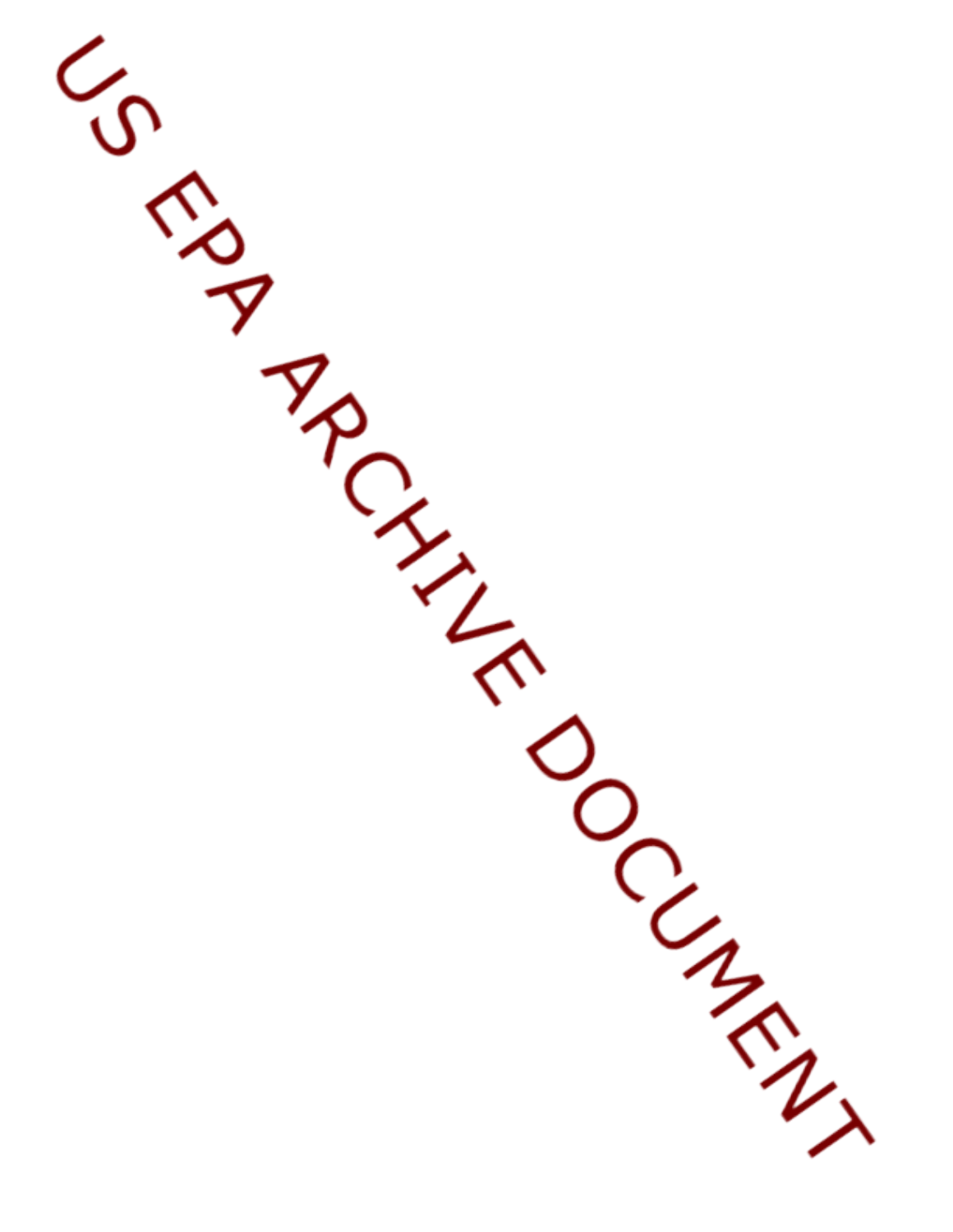US EPA ARCHIVE DOCUMENT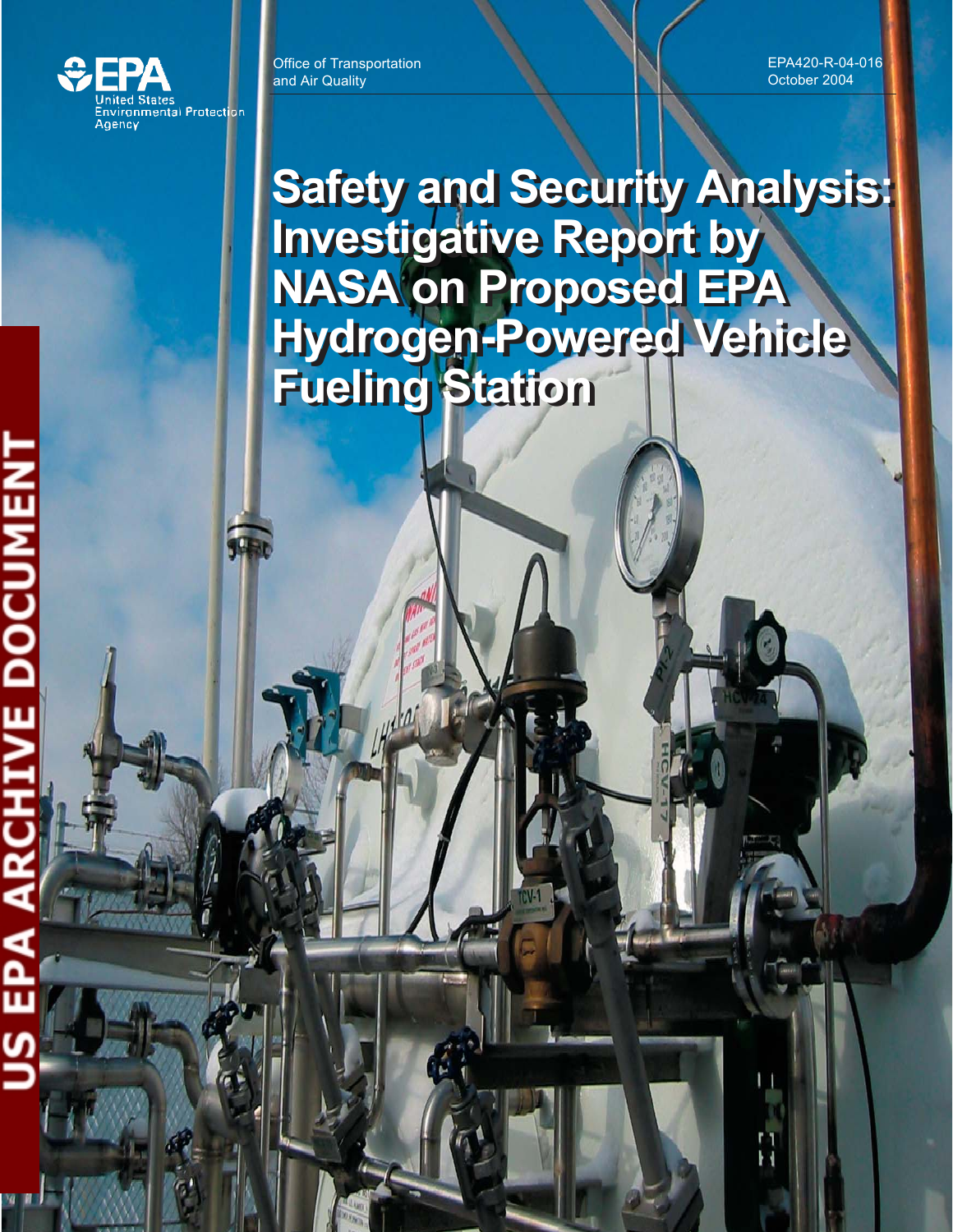United States Environmental Protection Agency

Office of Transportation and Air Quality

EPA420-R-04-016
October 2004

US EPA ARCHIVE DOCUMENT

# Safety and Security Analysis: Investigative Report by NASA on Proposed EPA Hydrogen-Powered Vehicle Fueling Station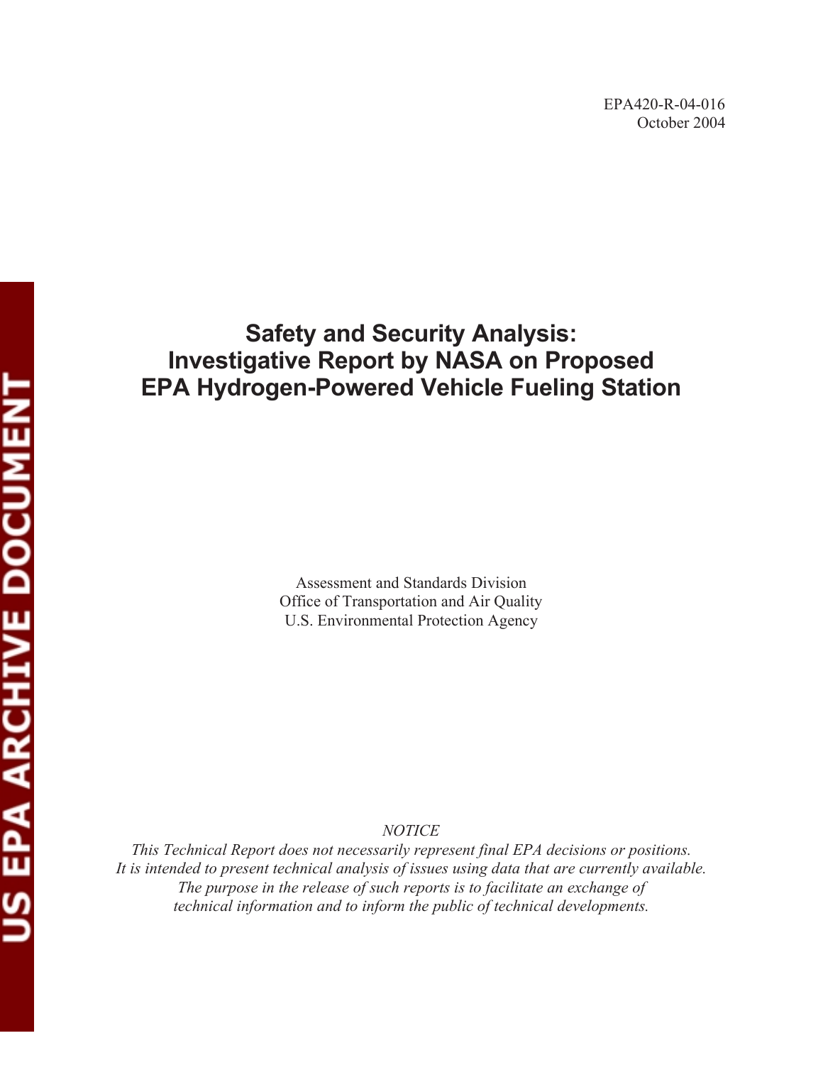EPA420-R-04-016
October 2004

# Safety and Security Analysis: Investigative Report by NASA on Proposed EPA Hydrogen-Powered Vehicle Fueling Station

Assessment and Standards Division
Office of Transportation and Air Quality
U.S. Environmental Protection Agency

*NOTICE*

*This Technical Report does not necessarily represent final EPA decisions or positions. It is intended to present technical analysis of issues using data that are currently available. The purpose in the release of such reports is to facilitate an exchange of technical information and to inform the public of technical developments.*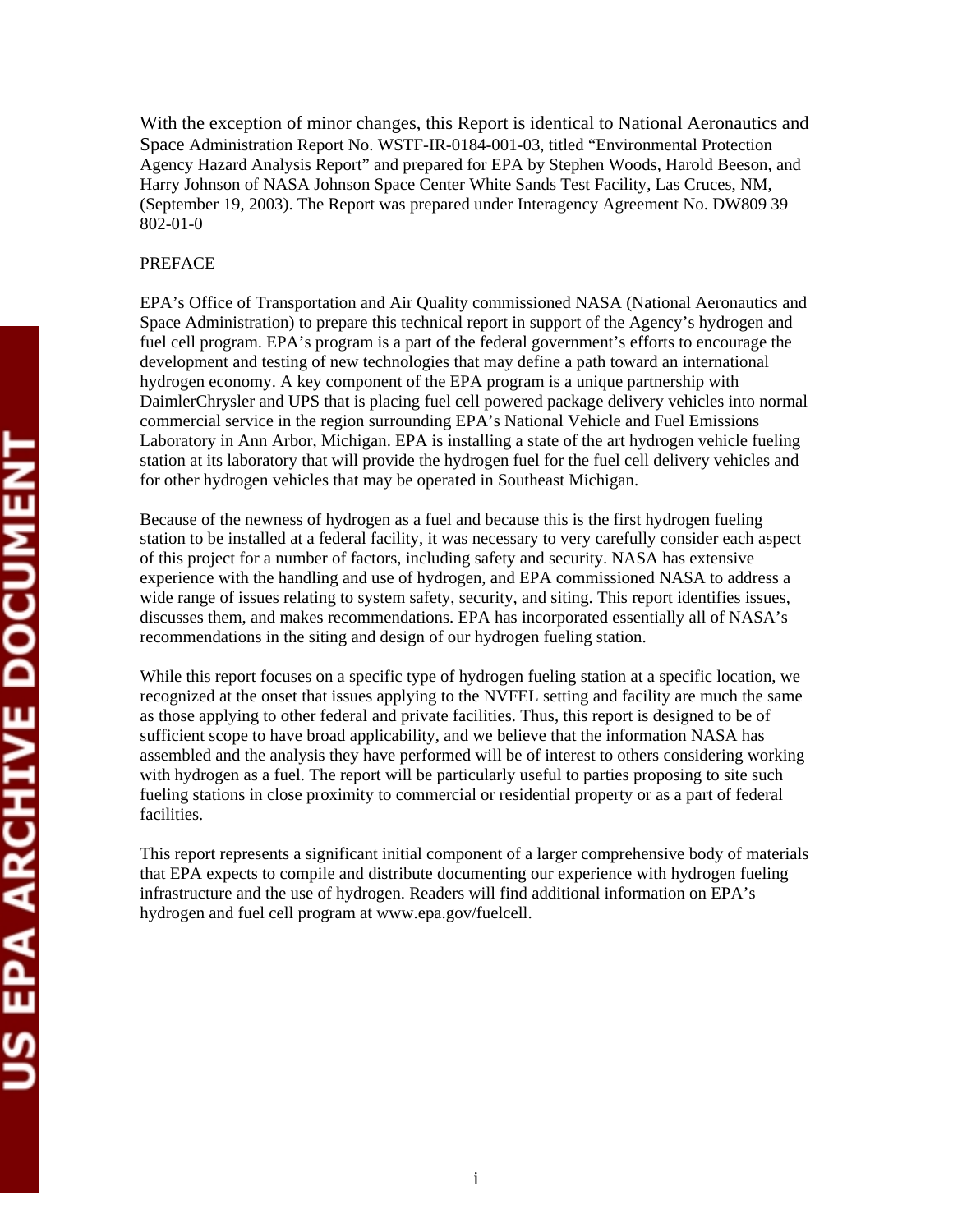With the exception of minor changes, this Report is identical to National Aeronautics and Space Administration Report No. WSTF-IR-0184-001-03, titled "Environmental Protection Agency Hazard Analysis Report" and prepared for EPA by Stephen Woods, Harold Beeson, and Harry Johnson of NASA Johnson Space Center White Sands Test Facility, Las Cruces, NM, (September 19, 2003). The Report was prepared under Interagency Agreement No. DW809 39 802-01-0

PREFACE

EPA's Office of Transportation and Air Quality commissioned NASA (National Aeronautics and Space Administration) to prepare this technical report in support of the Agency's hydrogen and fuel cell program. EPA's program is a part of the federal government's efforts to encourage the development and testing of new technologies that may define a path toward an international hydrogen economy. A key component of the EPA program is a unique partnership with DaimlerChrysler and UPS that is placing fuel cell powered package delivery vehicles into normal commercial service in the region surrounding EPA's National Vehicle and Fuel Emissions Laboratory in Ann Arbor, Michigan. EPA is installing a state of the art hydrogen vehicle fueling station at its laboratory that will provide the hydrogen fuel for the fuel cell delivery vehicles and for other hydrogen vehicles that may be operated in Southeast Michigan.

Because of the newness of hydrogen as a fuel and because this is the first hydrogen fueling station to be installed at a federal facility, it was necessary to very carefully consider each aspect of this project for a number of factors, including safety and security. NASA has extensive experience with the handling and use of hydrogen, and EPA commissioned NASA to address a wide range of issues relating to system safety, security, and siting. This report identifies issues, discusses them, and makes recommendations. EPA has incorporated essentially all of NASA's recommendations in the siting and design of our hydrogen fueling station.

While this report focuses on a specific type of hydrogen fueling station at a specific location, we recognized at the onset that issues applying to the NVFEL setting and facility are much the same as those applying to other federal and private facilities. Thus, this report is designed to be of sufficient scope to have broad applicability, and we believe that the information NASA has assembled and the analysis they have performed will be of interest to others considering working with hydrogen as a fuel. The report will be particularly useful to parties proposing to site such fueling stations in close proximity to commercial or residential property or as a part of federal facilities.

This report represents a significant initial component of a larger comprehensive body of materials that EPA expects to compile and distribute documenting our experience with hydrogen fueling infrastructure and the use of hydrogen. Readers will find additional information on EPA's hydrogen and fuel cell program at www.epa.gov/fuelcell.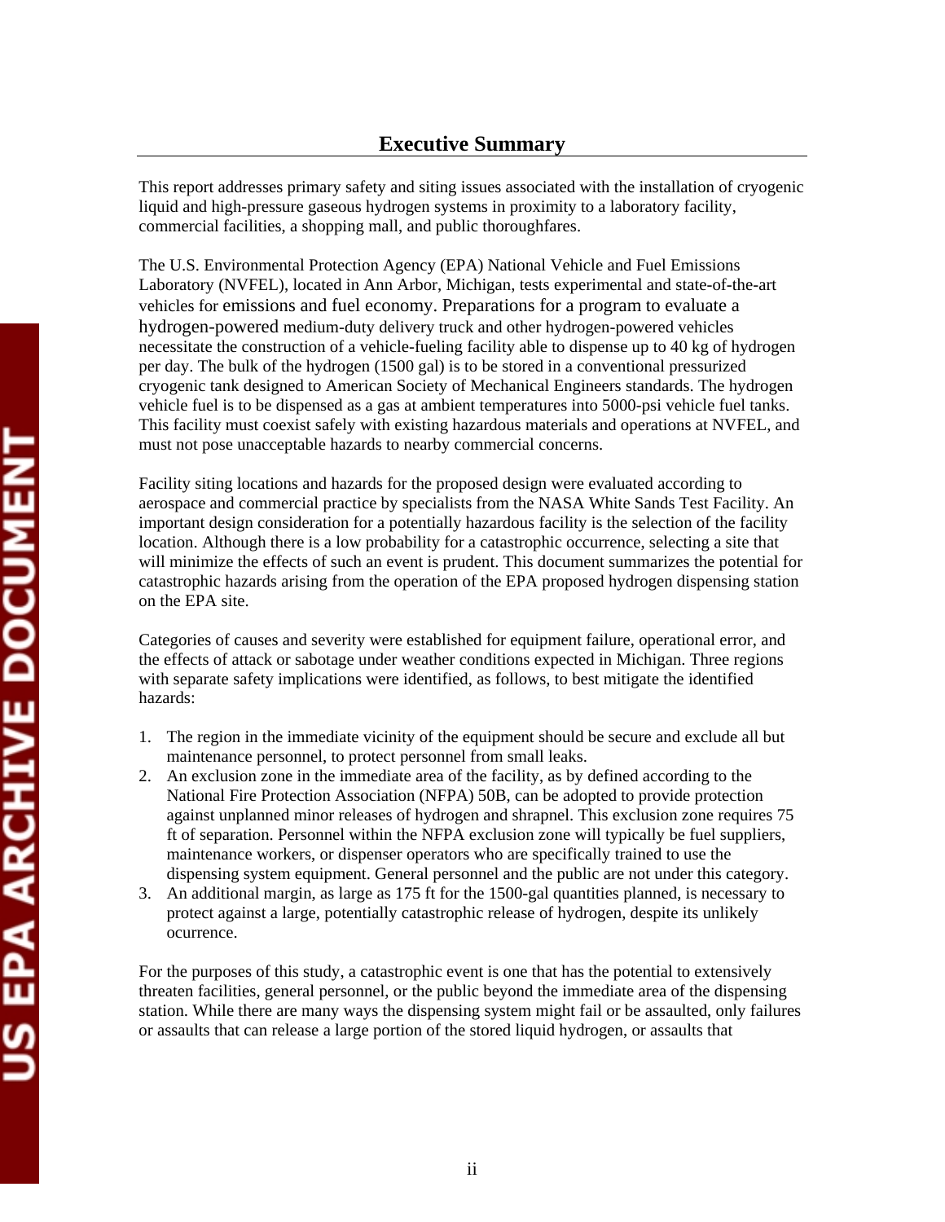## Executive Summary

This report addresses primary safety and siting issues associated with the installation of cryogenic liquid and high-pressure gaseous hydrogen systems in proximity to a laboratory facility, commercial facilities, a shopping mall, and public thoroughfares.

The U.S. Environmental Protection Agency (EPA) National Vehicle and Fuel Emissions Laboratory (NVFEL), located in Ann Arbor, Michigan, tests experimental and state-of-the-art vehicles for emissions and fuel economy. Preparations for a program to evaluate a hydrogen-powered medium-duty delivery truck and other hydrogen-powered vehicles necessitate the construction of a vehicle-fueling facility able to dispense up to 40 kg of hydrogen per day. The bulk of the hydrogen (1500 gal) is to be stored in a conventional pressurized cryogenic tank designed to American Society of Mechanical Engineers standards. The hydrogen vehicle fuel is to be dispensed as a gas at ambient temperatures into 5000-psi vehicle fuel tanks. This facility must coexist safely with existing hazardous materials and operations at NVFEL, and must not pose unacceptable hazards to nearby commercial concerns.

Facility siting locations and hazards for the proposed design were evaluated according to aerospace and commercial practice by specialists from the NASA White Sands Test Facility. An important design consideration for a potentially hazardous facility is the selection of the facility location. Although there is a low probability for a catastrophic occurrence, selecting a site that will minimize the effects of such an event is prudent. This document summarizes the potential for catastrophic hazards arising from the operation of the EPA proposed hydrogen dispensing station on the EPA site.

Categories of causes and severity were established for equipment failure, operational error, and the effects of attack or sabotage under weather conditions expected in Michigan. Three regions with separate safety implications were identified, as follows, to best mitigate the identified hazards:

1. The region in the immediate vicinity of the equipment should be secure and exclude all but maintenance personnel, to protect personnel from small leaks.
2. An exclusion zone in the immediate area of the facility, as by defined according to the National Fire Protection Association (NFPA) 50B, can be adopted to provide protection against unplanned minor releases of hydrogen and shrapnel. This exclusion zone requires 75 ft of separation. Personnel within the NFPA exclusion zone will typically be fuel suppliers, maintenance workers, or dispenser operators who are specifically trained to use the dispensing system equipment. General personnel and the public are not under this category.
3. An additional margin, as large as 175 ft for the 1500-gal quantities planned, is necessary to protect against a large, potentially catastrophic release of hydrogen, despite its unlikely ocurrence.

For the purposes of this study, a catastrophic event is one that has the potential to extensively threaten facilities, general personnel, or the public beyond the immediate area of the dispensing station. While there are many ways the dispensing system might fail or be assaulted, only failures or assaults that can release a large portion of the stored liquid hydrogen, or assaults that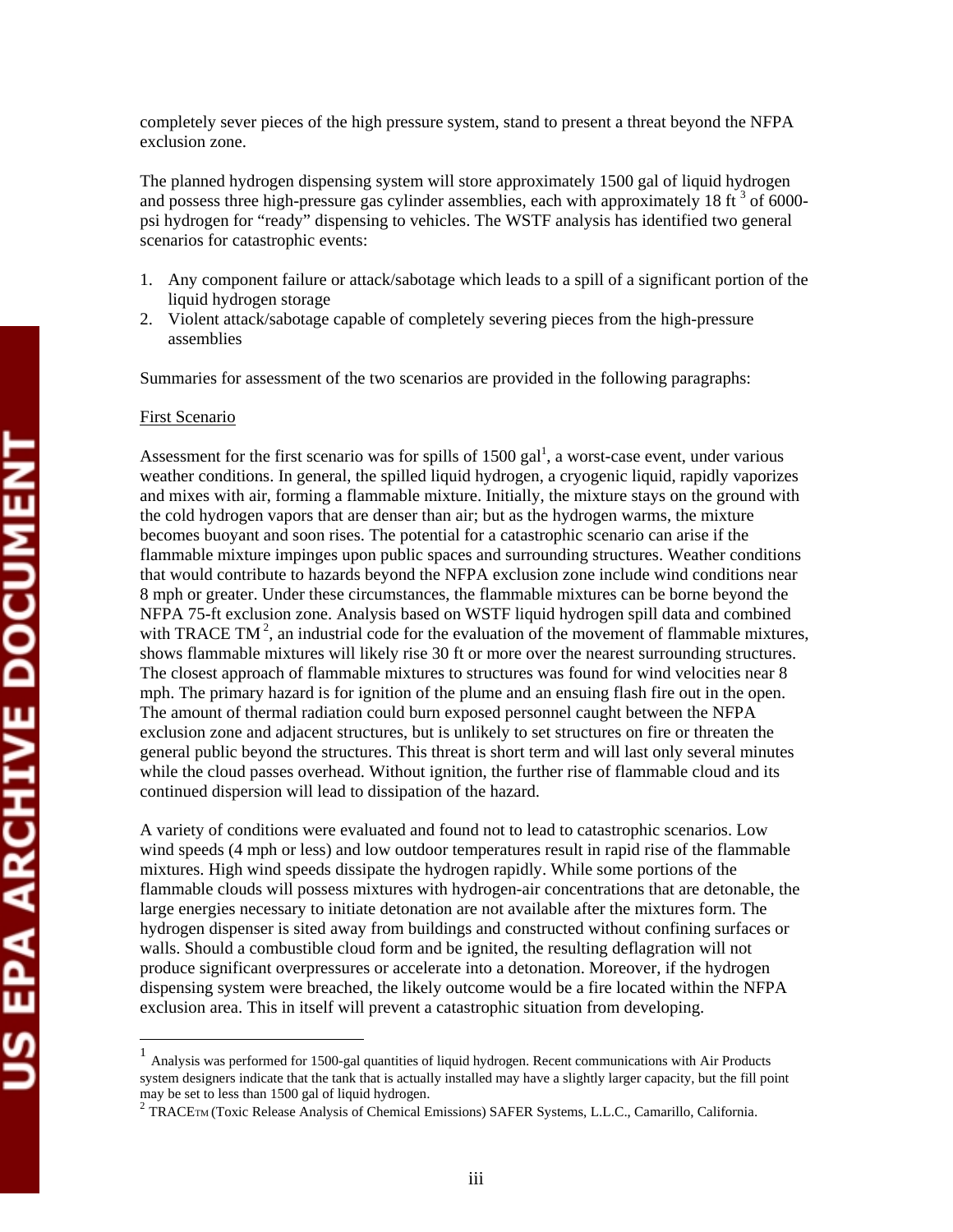completely sever pieces of the high pressure system, stand to present a threat beyond the NFPA exclusion zone.

The planned hydrogen dispensing system will store approximately 1500 gal of liquid hydrogen and possess three high-pressure gas cylinder assemblies, each with approximately 18 $ft^3$ of 6000-psi hydrogen for "ready" dispensing to vehicles. The WSTF analysis has identified two general scenarios for catastrophic events:

1. Any component failure or attack/sabotage which leads to a spill of a significant portion of the liquid hydrogen storage
2. Violent attack/sabotage capable of completely severing pieces from the high-pressure assemblies

Summaries for assessment of the two scenarios are provided in the following paragraphs:

First Scenario

Assessment for the first scenario was for spills of 1500 gal[1], a worst-case event, under various weather conditions. In general, the spilled liquid hydrogen, a cryogenic liquid, rapidly vaporizes and mixes with air, forming a flammable mixture. Initially, the mixture stays on the ground with the cold hydrogen vapors that are denser than air; but as the hydrogen warms, the mixture becomes buoyant and soon rises. The potential for a catastrophic scenario can arise if the flammable mixture impinges upon public spaces and surrounding structures. Weather conditions that would contribute to hazards beyond the NFPA exclusion zone include wind conditions near 8 mph or greater. Under these circumstances, the flammable mixtures can be borne beyond the NFPA 75-ft exclusion zone. Analysis based on WSTF liquid hydrogen spill data and combined with TRACE TM[2], an industrial code for the evaluation of the movement of flammable mixtures, shows flammable mixtures will likely rise 30 ft or more over the nearest surrounding structures. The closest approach of flammable mixtures to structures was found for wind velocities near 8 mph. The primary hazard is for ignition of the plume and an ensuing flash fire out in the open. The amount of thermal radiation could burn exposed personnel caught between the NFPA exclusion zone and adjacent structures, but is unlikely to set structures on fire or threaten the general public beyond the structures. This threat is short term and will last only several minutes while the cloud passes overhead. Without ignition, the further rise of flammable cloud and its continued dispersion will lead to dissipation of the hazard.

A variety of conditions were evaluated and found not to lead to catastrophic scenarios. Low wind speeds (4 mph or less) and low outdoor temperatures result in rapid rise of the flammable mixtures. High wind speeds dissipate the hydrogen rapidly. While some portions of the flammable clouds will possess mixtures with hydrogen-air concentrations that are detonable, the large energies necessary to initiate detonation are not available after the mixtures form. The hydrogen dispenser is sited away from buildings and constructed without confining surfaces or walls. Should a combustible cloud form and be ignited, the resulting deflagration will not produce significant overpressures or accelerate into a detonation. Moreover, if the hydrogen dispensing system were breached, the likely outcome would be a fire located within the NFPA exclusion area. This in itself will prevent a catastrophic situation from developing.

---

[1] Analysis was performed for 1500-gal quantities of liquid hydrogen. Recent communications with Air Products system designers indicate that the tank that is actually installed may have a slightly larger capacity, but the fill point may be set to less than 1500 gal of liquid hydrogen.

[2] TRACE™ (Toxic Release Analysis of Chemical Emissions) SAFER Systems, L.L.C., Camarillo, California.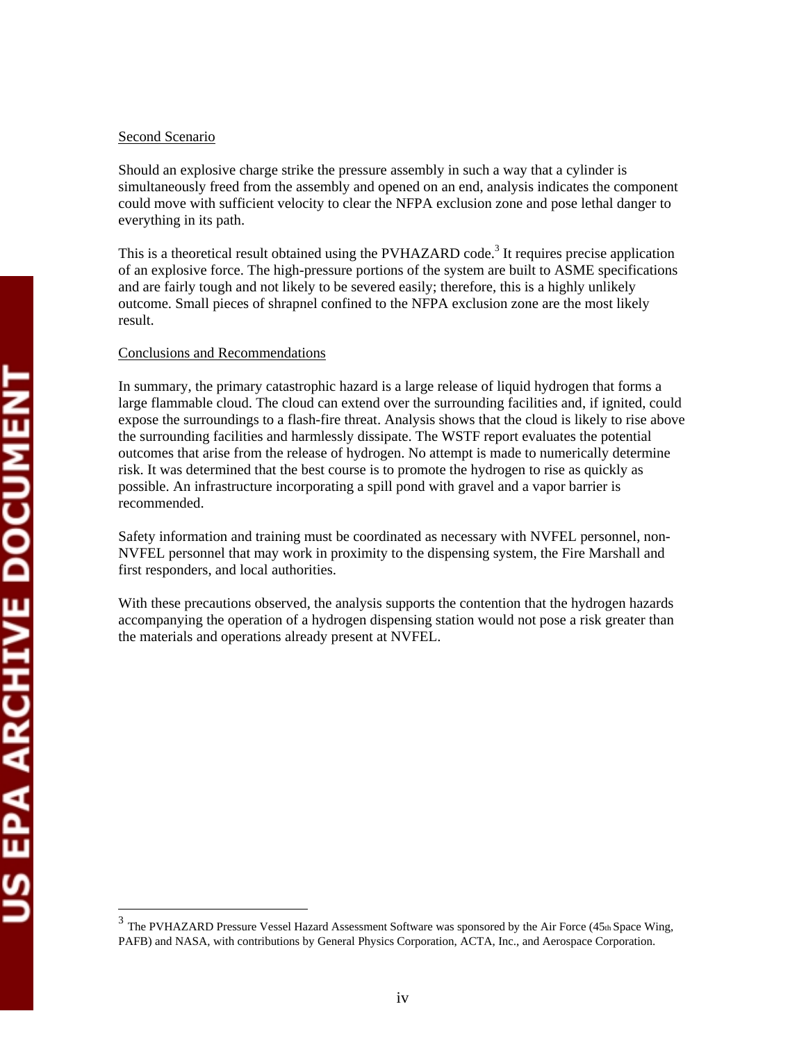Second Scenario

Should an explosive charge strike the pressure assembly in such a way that a cylinder is simultaneously freed from the assembly and opened on an end, analysis indicates the component could move with sufficient velocity to clear the NFPA exclusion zone and pose lethal danger to everything in its path.

This is a theoretical result obtained using the PVHAZARD code.[3] It requires precise application of an explosive force. The high-pressure portions of the system are built to ASME specifications and are fairly tough and not likely to be severed easily; therefore, this is a highly unlikely outcome. Small pieces of shrapnel confined to the NFPA exclusion zone are the most likely result.

Conclusions and Recommendations

In summary, the primary catastrophic hazard is a large release of liquid hydrogen that forms a large flammable cloud. The cloud can extend over the surrounding facilities and, if ignited, could expose the surroundings to a flash-fire threat. Analysis shows that the cloud is likely to rise above the surrounding facilities and harmlessly dissipate. The WSTF report evaluates the potential outcomes that arise from the release of hydrogen. No attempt is made to numerically determine risk. It was determined that the best course is to promote the hydrogen to rise as quickly as possible. An infrastructure incorporating a spill pond with gravel and a vapor barrier is recommended.

Safety information and training must be coordinated as necessary with NVFEL personnel, non-NVFEL personnel that may work in proximity to the dispensing system, the Fire Marshall and first responders, and local authorities.

With these precautions observed, the analysis supports the contention that the hydrogen hazards accompanying the operation of a hydrogen dispensing station would not pose a risk greater than the materials and operations already present at NVFEL.

---

[3] The PVHAZARD Pressure Vessel Hazard Assessment Software was sponsored by the Air Force (45th Space Wing, PAFB) and NASA, with contributions by General Physics Corporation, ACTA, Inc., and Aerospace Corporation.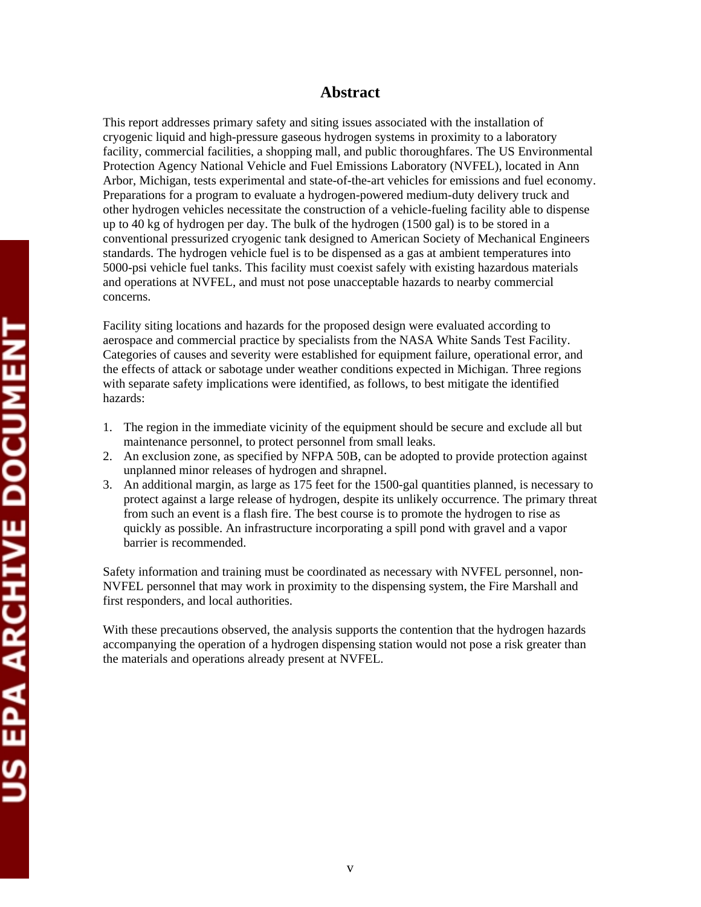# Abstract

This report addresses primary safety and siting issues associated with the installation of cryogenic liquid and high-pressure gaseous hydrogen systems in proximity to a laboratory facility, commercial facilities, a shopping mall, and public thoroughfares. The US Environmental Protection Agency National Vehicle and Fuel Emissions Laboratory (NVFEL), located in Ann Arbor, Michigan, tests experimental and state-of-the-art vehicles for emissions and fuel economy. Preparations for a program to evaluate a hydrogen-powered medium-duty delivery truck and other hydrogen vehicles necessitate the construction of a vehicle-fueling facility able to dispense up to 40 kg of hydrogen per day. The bulk of the hydrogen (1500 gal) is to be stored in a conventional pressurized cryogenic tank designed to American Society of Mechanical Engineers standards. The hydrogen vehicle fuel is to be dispensed as a gas at ambient temperatures into 5000-psi vehicle fuel tanks. This facility must coexist safely with existing hazardous materials and operations at NVFEL, and must not pose unacceptable hazards to nearby commercial concerns.

Facility siting locations and hazards for the proposed design were evaluated according to aerospace and commercial practice by specialists from the NASA White Sands Test Facility. Categories of causes and severity were established for equipment failure, operational error, and the effects of attack or sabotage under weather conditions expected in Michigan. Three regions with separate safety implications were identified, as follows, to best mitigate the identified hazards:

1. The region in the immediate vicinity of the equipment should be secure and exclude all but maintenance personnel, to protect personnel from small leaks.
2. An exclusion zone, as specified by NFPA 50B, can be adopted to provide protection against unplanned minor releases of hydrogen and shrapnel.
3. An additional margin, as large as 175 feet for the 1500-gal quantities planned, is necessary to protect against a large release of hydrogen, despite its unlikely occurrence. The primary threat from such an event is a flash fire. The best course is to promote the hydrogen to rise as quickly as possible. An infrastructure incorporating a spill pond with gravel and a vapor barrier is recommended.

Safety information and training must be coordinated as necessary with NVFEL personnel, non-NVFEL personnel that may work in proximity to the dispensing system, the Fire Marshall and first responders, and local authorities.

With these precautions observed, the analysis supports the contention that the hydrogen hazards accompanying the operation of a hydrogen dispensing station would not pose a risk greater than the materials and operations already present at NVFEL.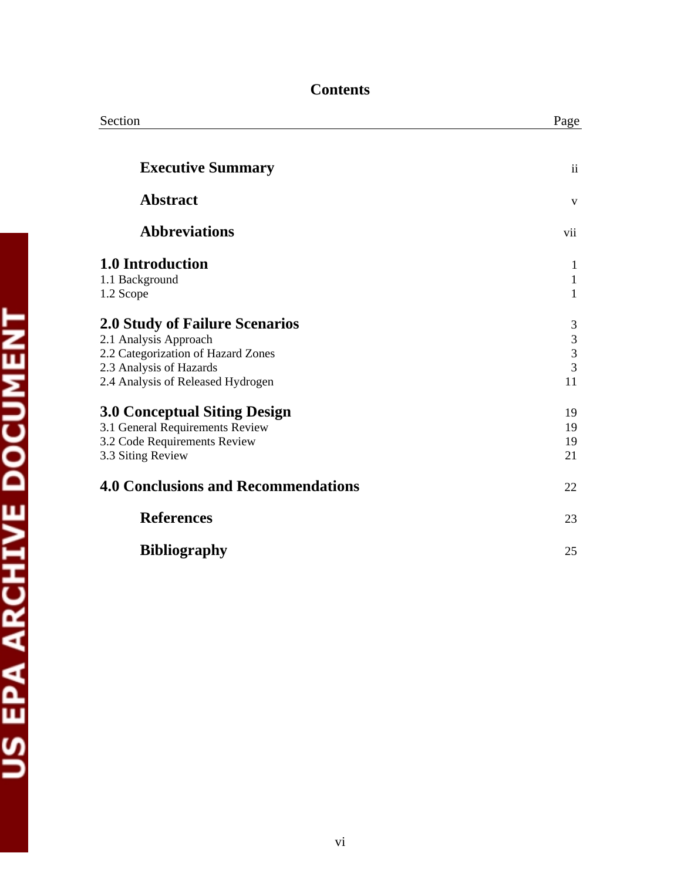# Contents

| Section | Page |
|---|---|
| **Executive Summary** | ii |
| **Abstract** | v |
| **Abbreviations** | vii |
| **1.0 Introduction** | 1 |
| 1.1 Background | 1 |
| 1.2 Scope | 1 |
| **2.0 Study of Failure Scenarios** | 3 |
| 2.1 Analysis Approach | 3 |
| 2.2 Categorization of Hazard Zones | 3 |
| 2.3 Analysis of Hazards | 3 |
| 2.4 Analysis of Released Hydrogen | 11 |
| **3.0 Conceptual Siting Design** | 19 |
| 3.1 General Requirements Review | 19 |
| 3.2 Code Requirements Review | 19 |
| 3.3 Siting Review | 21 |
| **4.0 Conclusions and Recommendations** | 22 |
| **References** | 23 |
| **Bibliography** | 25 |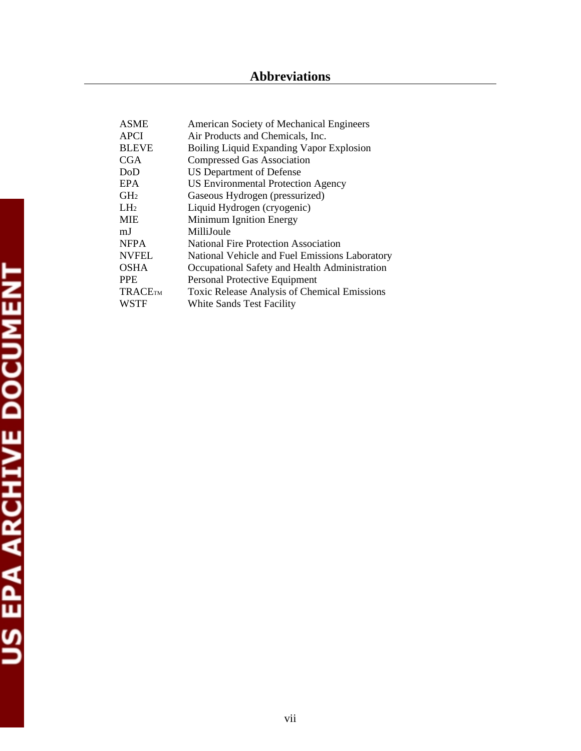# Abbreviations

| | |
|---|---|
| ASME | American Society of Mechanical Engineers |
| APCI | Air Products and Chemicals, Inc. |
| BLEVE | Boiling Liquid Expanding Vapor Explosion |
| CGA | Compressed Gas Association |
| DoD | US Department of Defense |
| EPA | US Environmental Protection Agency |
| $GH_2$ | Gaseous Hydrogen (pressurized) |
| $LH_2$ | Liquid Hydrogen (cryogenic) |
| MIE | Minimum Ignition Energy |
| mJ | MilliJoule |
| NFPA | National Fire Protection Association |
| NVFEL | National Vehicle and Fuel Emissions Laboratory |
| OSHA | Occupational Safety and Health Administration |
| PPE | Personal Protective Equipment |
| TRACE™ | Toxic Release Analysis of Chemical Emissions |
| WSTF | White Sands Test Facility |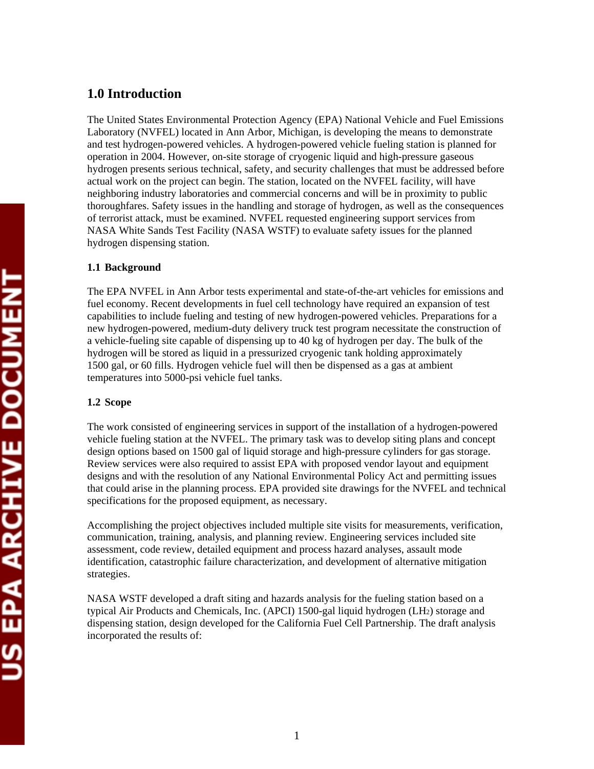# 1.0 Introduction

The United States Environmental Protection Agency (EPA) National Vehicle and Fuel Emissions Laboratory (NVFEL) located in Ann Arbor, Michigan, is developing the means to demonstrate and test hydrogen-powered vehicles. A hydrogen-powered vehicle fueling station is planned for operation in 2004. However, on-site storage of cryogenic liquid and high-pressure gaseous hydrogen presents serious technical, safety, and security challenges that must be addressed before actual work on the project can begin. The station, located on the NVFEL facility, will have neighboring industry laboratories and commercial concerns and will be in proximity to public thoroughfares. Safety issues in the handling and storage of hydrogen, as well as the consequences of terrorist attack, must be examined. NVFEL requested engineering support services from NASA White Sands Test Facility (NASA WSTF) to evaluate safety issues for the planned hydrogen dispensing station.

## 1.1 Background

The EPA NVFEL in Ann Arbor tests experimental and state-of-the-art vehicles for emissions and fuel economy. Recent developments in fuel cell technology have required an expansion of test capabilities to include fueling and testing of new hydrogen-powered vehicles. Preparations for a new hydrogen-powered, medium-duty delivery truck test program necessitate the construction of a vehicle-fueling site capable of dispensing up to 40 kg of hydrogen per day. The bulk of the hydrogen will be stored as liquid in a pressurized cryogenic tank holding approximately 1500 gal, or 60 fills. Hydrogen vehicle fuel will then be dispensed as a gas at ambient temperatures into 5000-psi vehicle fuel tanks.

## 1.2 Scope

The work consisted of engineering services in support of the installation of a hydrogen-powered vehicle fueling station at the NVFEL. The primary task was to develop siting plans and concept design options based on 1500 gal of liquid storage and high-pressure cylinders for gas storage. Review services were also required to assist EPA with proposed vendor layout and equipment designs and with the resolution of any National Environmental Policy Act and permitting issues that could arise in the planning process. EPA provided site drawings for the NVFEL and technical specifications for the proposed equipment, as necessary.

Accomplishing the project objectives included multiple site visits for measurements, verification, communication, training, analysis, and planning review. Engineering services included site assessment, code review, detailed equipment and process hazard analyses, assault mode identification, catastrophic failure characterization, and development of alternative mitigation strategies.

NASA WSTF developed a draft siting and hazards analysis for the fueling station based on a typical Air Products and Chemicals, Inc. (APCI) 1500-gal liquid hydrogen ($LH_2$) storage and dispensing station, design developed for the California Fuel Cell Partnership. The draft analysis incorporated the results of: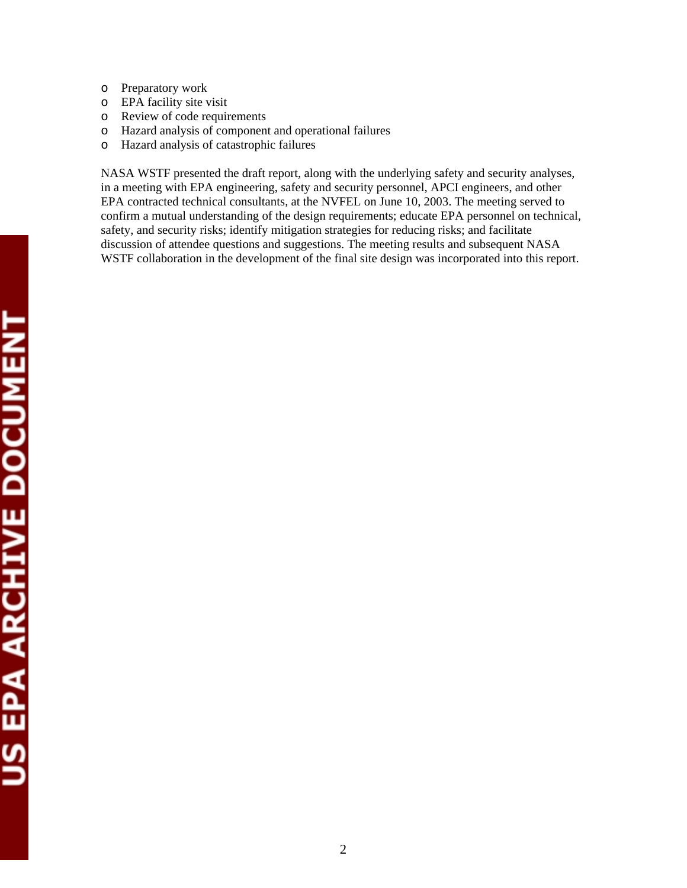- Preparatory work
- EPA facility site visit
- Review of code requirements
- Hazard analysis of component and operational failures
- Hazard analysis of catastrophic failures

NASA WSTF presented the draft report, along with the underlying safety and security analyses, in a meeting with EPA engineering, safety and security personnel, APCI engineers, and other EPA contracted technical consultants, at the NVFEL on June 10, 2003. The meeting served to confirm a mutual understanding of the design requirements; educate EPA personnel on technical, safety, and security risks; identify mitigation strategies for reducing risks; and facilitate discussion of attendee questions and suggestions. The meeting results and subsequent NASA WSTF collaboration in the development of the final site design was incorporated into this report.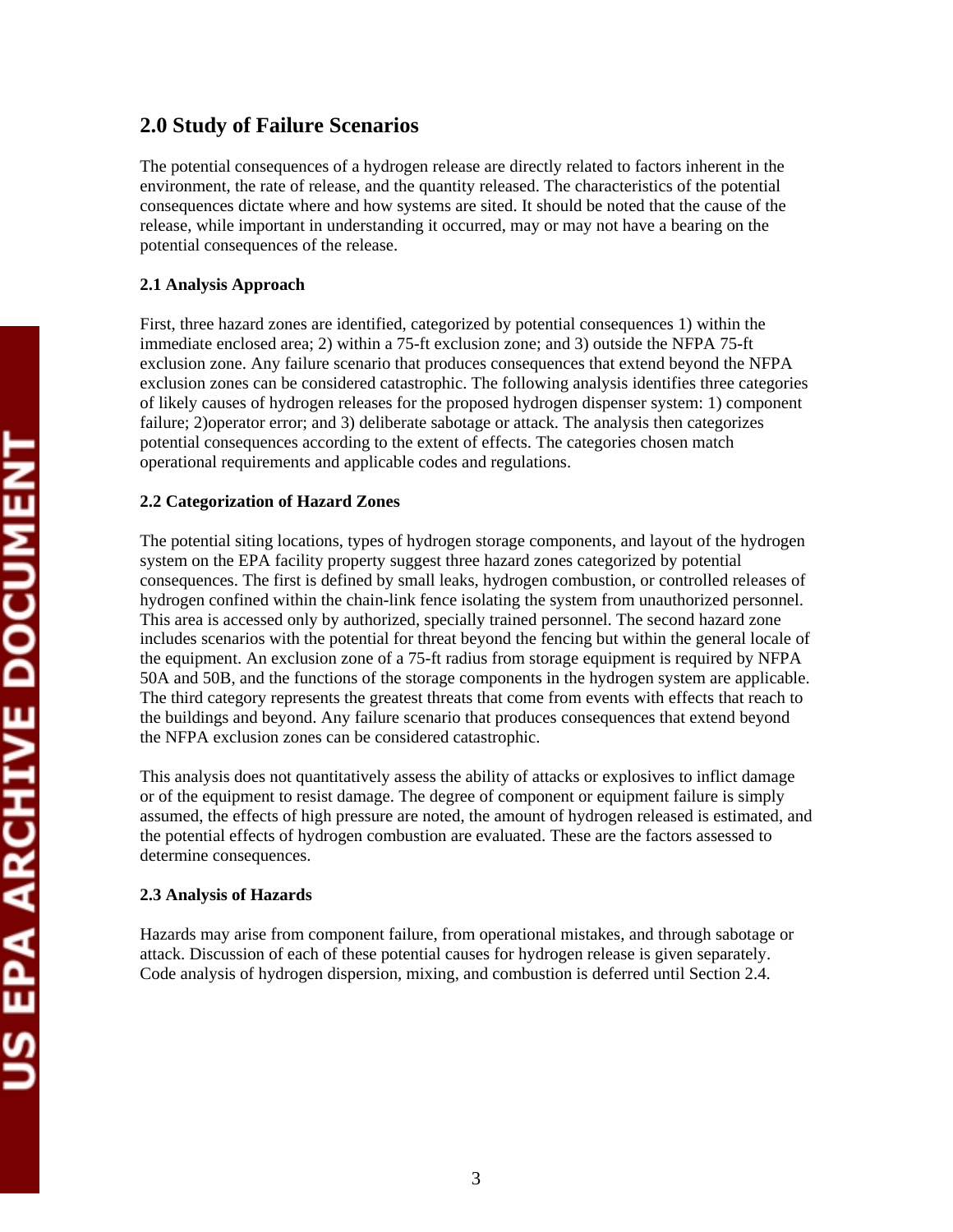## 2.0 Study of Failure Scenarios

The potential consequences of a hydrogen release are directly related to factors inherent in the environment, the rate of release, and the quantity released. The characteristics of the potential consequences dictate where and how systems are sited. It should be noted that the cause of the release, while important in understanding it occurred, may or may not have a bearing on the potential consequences of the release.

### 2.1 Analysis Approach

First, three hazard zones are identified, categorized by potential consequences 1) within the immediate enclosed area; 2) within a 75-ft exclusion zone; and 3) outside the NFPA 75-ft exclusion zone. Any failure scenario that produces consequences that extend beyond the NFPA exclusion zones can be considered catastrophic. The following analysis identifies three categories of likely causes of hydrogen releases for the proposed hydrogen dispenser system: 1) component failure; 2)operator error; and 3) deliberate sabotage or attack. The analysis then categorizes potential consequences according to the extent of effects. The categories chosen match operational requirements and applicable codes and regulations.

### 2.2 Categorization of Hazard Zones

The potential siting locations, types of hydrogen storage components, and layout of the hydrogen system on the EPA facility property suggest three hazard zones categorized by potential consequences. The first is defined by small leaks, hydrogen combustion, or controlled releases of hydrogen confined within the chain-link fence isolating the system from unauthorized personnel. This area is accessed only by authorized, specially trained personnel. The second hazard zone includes scenarios with the potential for threat beyond the fencing but within the general locale of the equipment. An exclusion zone of a 75-ft radius from storage equipment is required by NFPA 50A and 50B, and the functions of the storage components in the hydrogen system are applicable. The third category represents the greatest threats that come from events with effects that reach to the buildings and beyond. Any failure scenario that produces consequences that extend beyond the NFPA exclusion zones can be considered catastrophic.

This analysis does not quantitatively assess the ability of attacks or explosives to inflict damage or of the equipment to resist damage. The degree of component or equipment failure is simply assumed, the effects of high pressure are noted, the amount of hydrogen released is estimated, and the potential effects of hydrogen combustion are evaluated. These are the factors assessed to determine consequences.

### 2.3 Analysis of Hazards

Hazards may arise from component failure, from operational mistakes, and through sabotage or attack. Discussion of each of these potential causes for hydrogen release is given separately. Code analysis of hydrogen dispersion, mixing, and combustion is deferred until Section 2.4.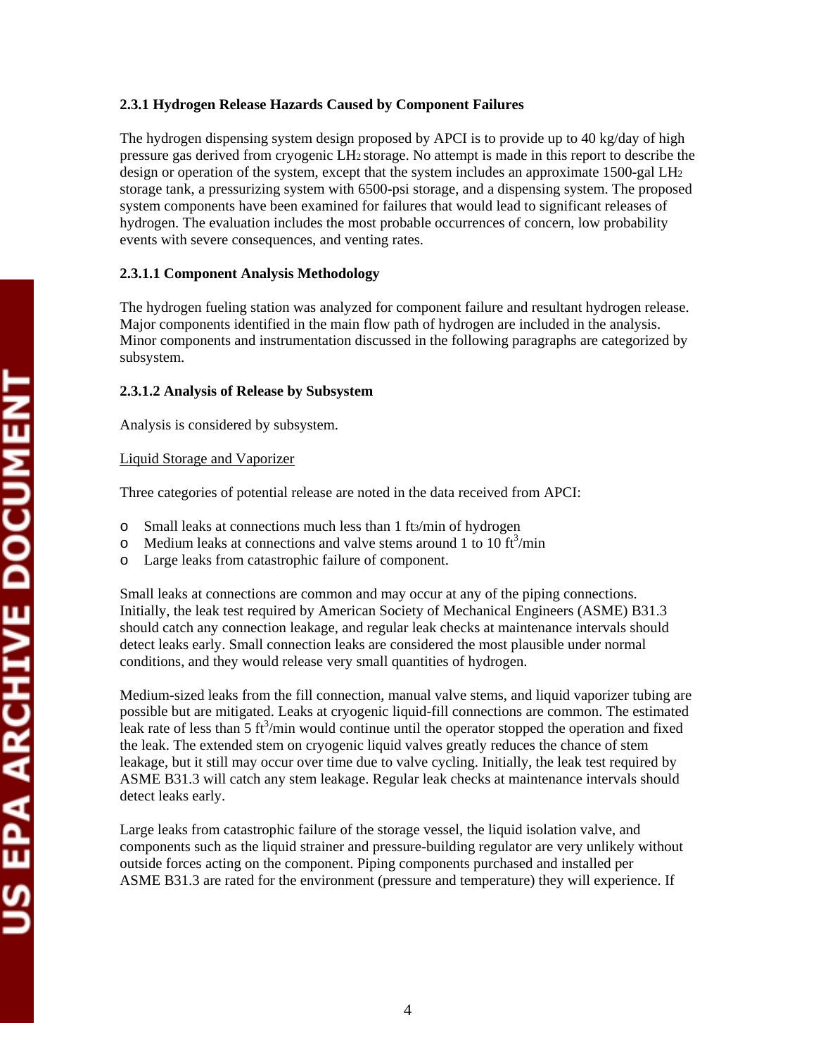### 2.3.1 Hydrogen Release Hazards Caused by Component Failures

The hydrogen dispensing system design proposed by APCI is to provide up to 40 kg/day of high pressure gas derived from cryogenic $LH_2$ storage. No attempt is made in this report to describe the design or operation of the system, except that the system includes an approximate 1500-gal $LH_2$ storage tank, a pressurizing system with 6500-psi storage, and a dispensing system. The proposed system components have been examined for failures that would lead to significant releases of hydrogen. The evaluation includes the most probable occurrences of concern, low probability events with severe consequences, and venting rates.

#### 2.3.1.1 Component Analysis Methodology

The hydrogen fueling station was analyzed for component failure and resultant hydrogen release. Major components identified in the main flow path of hydrogen are included in the analysis. Minor components and instrumentation discussed in the following paragraphs are categorized by subsystem.

#### 2.3.1.2 Analysis of Release by Subsystem

Analysis is considered by subsystem.

Liquid Storage and Vaporizer

Three categories of potential release are noted in the data received from APCI:

- Small leaks at connections much less than 1 $ft^3$/min of hydrogen
- Medium leaks at connections and valve stems around 1 to 10 $ft^3$/min
- Large leaks from catastrophic failure of component.

Small leaks at connections are common and may occur at any of the piping connections. Initially, the leak test required by American Society of Mechanical Engineers (ASME) B31.3 should catch any connection leakage, and regular leak checks at maintenance intervals should detect leaks early. Small connection leaks are considered the most plausible under normal conditions, and they would release very small quantities of hydrogen.

Medium-sized leaks from the fill connection, manual valve stems, and liquid vaporizer tubing are possible but are mitigated. Leaks at cryogenic liquid-fill connections are common. The estimated leak rate of less than 5 $ft^3$/min would continue until the operator stopped the operation and fixed the leak. The extended stem on cryogenic liquid valves greatly reduces the chance of stem leakage, but it still may occur over time due to valve cycling. Initially, the leak test required by ASME B31.3 will catch any stem leakage. Regular leak checks at maintenance intervals should detect leaks early.

Large leaks from catastrophic failure of the storage vessel, the liquid isolation valve, and components such as the liquid strainer and pressure-building regulator are very unlikely without outside forces acting on the component. Piping components purchased and installed per ASME B31.3 are rated for the environment (pressure and temperature) they will experience. If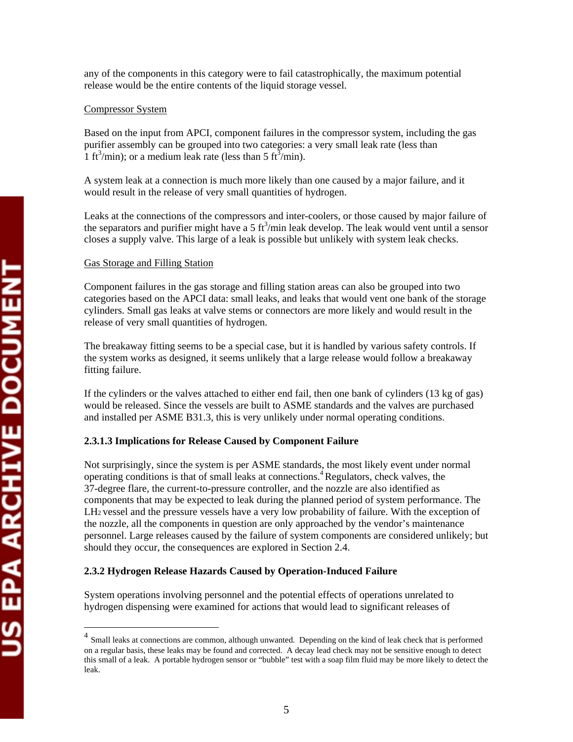any of the components in this category were to fail catastrophically, the maximum potential release would be the entire contents of the liquid storage vessel.

Compressor System

Based on the input from APCI, component failures in the compressor system, including the gas purifier assembly can be grouped into two categories: a very small leak rate (less than 1 $ft^3$/min); or a medium leak rate (less than 5 $ft^3$/min).

A system leak at a connection is much more likely than one caused by a major failure, and it would result in the release of very small quantities of hydrogen.

Leaks at the connections of the compressors and inter-coolers, or those caused by major failure of the separators and purifier might have a 5 $ft^3$/min leak develop. The leak would vent until a sensor closes a supply valve. This large of a leak is possible but unlikely with system leak checks.

Gas Storage and Filling Station

Component failures in the gas storage and filling station areas can also be grouped into two categories based on the APCI data: small leaks, and leaks that would vent one bank of the storage cylinders. Small gas leaks at valve stems or connectors are more likely and would result in the release of very small quantities of hydrogen.

The breakaway fitting seems to be a special case, but it is handled by various safety controls. If the system works as designed, it seems unlikely that a large release would follow a breakaway fitting failure.

If the cylinders or the valves attached to either end fail, then one bank of cylinders (13 kg of gas) would be released. Since the vessels are built to ASME standards and the valves are purchased and installed per ASME B31.3, this is very unlikely under normal operating conditions.

#### 2.3.1.3 Implications for Release Caused by Component Failure

Not surprisingly, since the system is per ASME standards, the most likely event under normal operating conditions is that of small leaks at connections.[4] Regulators, check valves, the 37-degree flare, the current-to-pressure controller, and the nozzle are also identified as components that may be expected to leak during the planned period of system performance. The $LH_2$ vessel and the pressure vessels have a very low probability of failure. With the exception of the nozzle, all the components in question are only approached by the vendor's maintenance personnel. Large releases caused by the failure of system components are considered unlikely; but should they occur, the consequences are explored in Section 2.4.

### 2.3.2 Hydrogen Release Hazards Caused by Operation-Induced Failure

System operations involving personnel and the potential effects of operations unrelated to hydrogen dispensing were examined for actions that would lead to significant releases of

---

[4] Small leaks at connections are common, although unwanted. Depending on the kind of leak check that is performed on a regular basis, these leaks may be found and corrected. A decay lead check may not be sensitive enough to detect this small of a leak. A portable hydrogen sensor or "bubble" test with a soap film fluid may be more likely to detect the leak.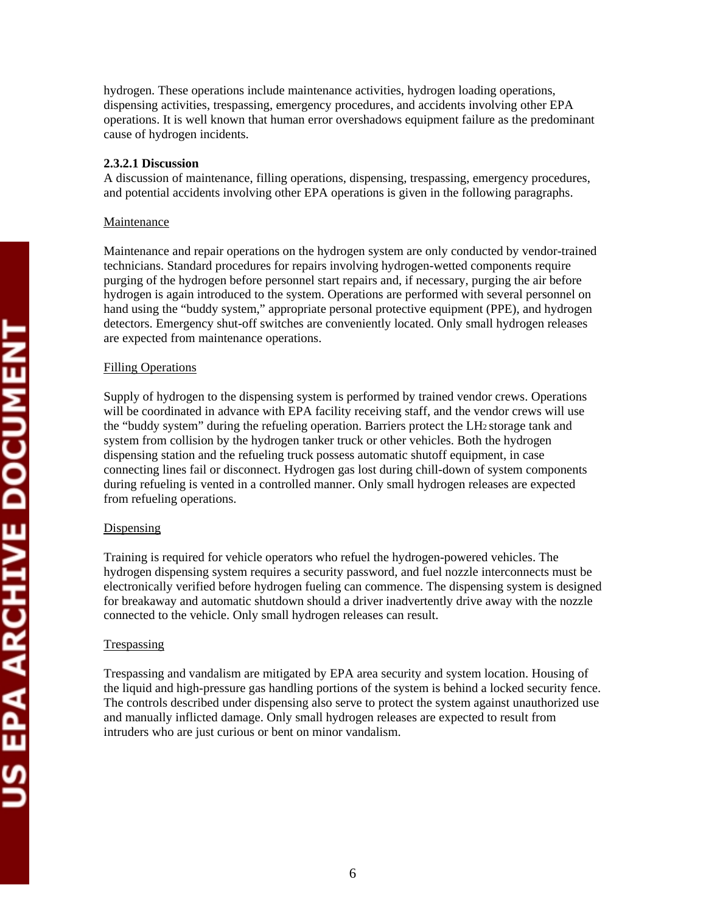hydrogen. These operations include maintenance activities, hydrogen loading operations, dispensing activities, trespassing, emergency procedures, and accidents involving other EPA operations. It is well known that human error overshadows equipment failure as the predominant cause of hydrogen incidents.

#### 2.3.2.1 Discussion

A discussion of maintenance, filling operations, dispensing, trespassing, emergency procedures, and potential accidents involving other EPA operations is given in the following paragraphs.

Maintenance

Maintenance and repair operations on the hydrogen system are only conducted by vendor-trained technicians. Standard procedures for repairs involving hydrogen-wetted components require purging of the hydrogen before personnel start repairs and, if necessary, purging the air before hydrogen is again introduced to the system. Operations are performed with several personnel on hand using the "buddy system," appropriate personal protective equipment (PPE), and hydrogen detectors. Emergency shut-off switches are conveniently located. Only small hydrogen releases are expected from maintenance operations.

Filling Operations

Supply of hydrogen to the dispensing system is performed by trained vendor crews. Operations will be coordinated in advance with EPA facility receiving staff, and the vendor crews will use the "buddy system" during the refueling operation. Barriers protect the $LH_2$ storage tank and system from collision by the hydrogen tanker truck or other vehicles. Both the hydrogen dispensing station and the refueling truck possess automatic shutoff equipment, in case connecting lines fail or disconnect. Hydrogen gas lost during chill-down of system components during refueling is vented in a controlled manner. Only small hydrogen releases are expected from refueling operations.

Dispensing

Training is required for vehicle operators who refuel the hydrogen-powered vehicles. The hydrogen dispensing system requires a security password, and fuel nozzle interconnects must be electronically verified before hydrogen fueling can commence. The dispensing system is designed for breakaway and automatic shutdown should a driver inadvertently drive away with the nozzle connected to the vehicle. Only small hydrogen releases can result.

Trespassing

Trespassing and vandalism are mitigated by EPA area security and system location. Housing of the liquid and high-pressure gas handling portions of the system is behind a locked security fence. The controls described under dispensing also serve to protect the system against unauthorized use and manually inflicted damage. Only small hydrogen releases are expected to result from intruders who are just curious or bent on minor vandalism.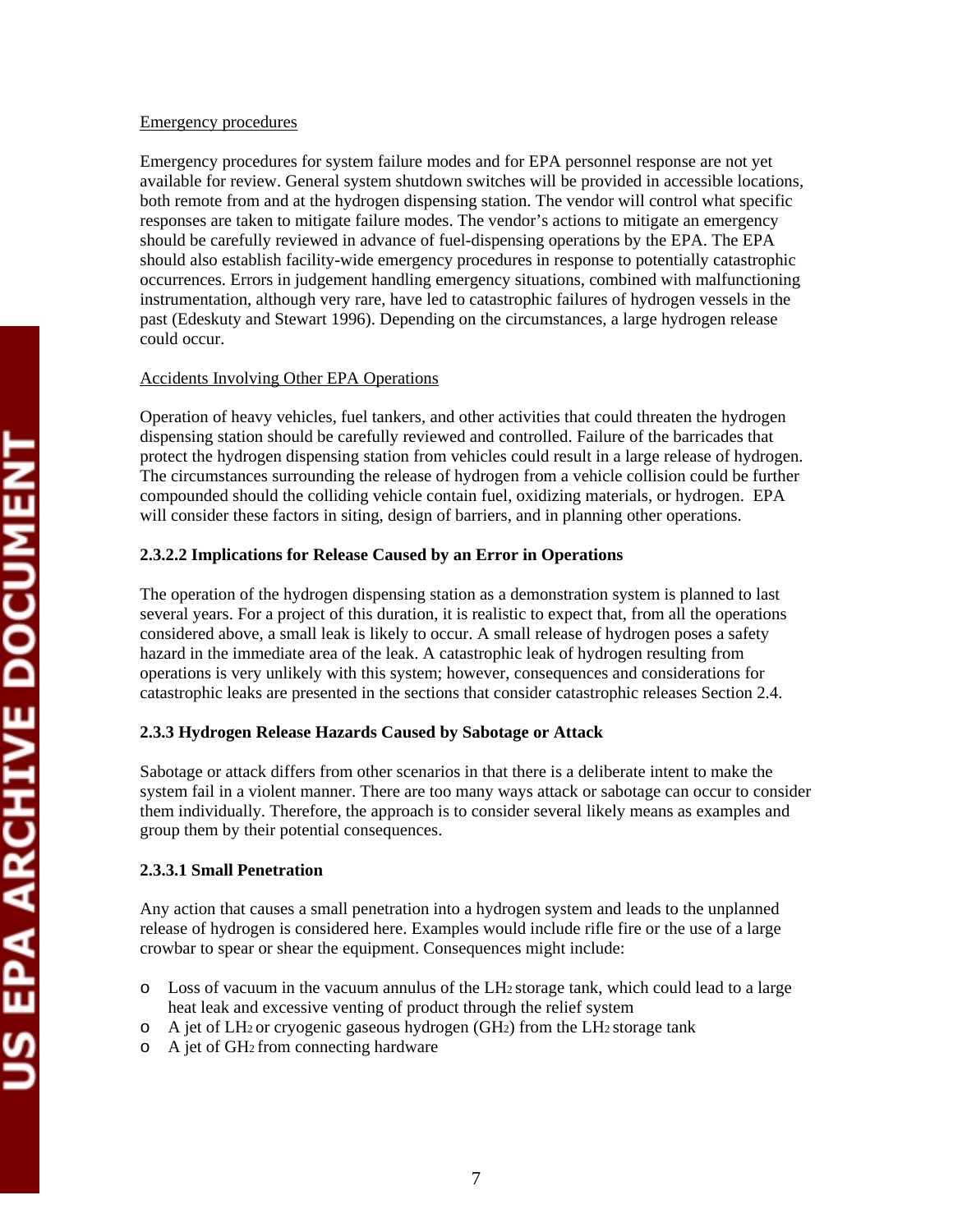Emergency procedures

Emergency procedures for system failure modes and for EPA personnel response are not yet available for review. General system shutdown switches will be provided in accessible locations, both remote from and at the hydrogen dispensing station. The vendor will control what specific responses are taken to mitigate failure modes. The vendor's actions to mitigate an emergency should be carefully reviewed in advance of fuel-dispensing operations by the EPA. The EPA should also establish facility-wide emergency procedures in response to potentially catastrophic occurrences. Errors in judgement handling emergency situations, combined with malfunctioning instrumentation, although very rare, have led to catastrophic failures of hydrogen vessels in the past (Edeskuty and Stewart 1996). Depending on the circumstances, a large hydrogen release could occur.

Accidents Involving Other EPA Operations

Operation of heavy vehicles, fuel tankers, and other activities that could threaten the hydrogen dispensing station should be carefully reviewed and controlled. Failure of the barricades that protect the hydrogen dispensing station from vehicles could result in a large release of hydrogen. The circumstances surrounding the release of hydrogen from a vehicle collision could be further compounded should the colliding vehicle contain fuel, oxidizing materials, or hydrogen. EPA will consider these factors in siting, design of barriers, and in planning other operations.

#### 2.3.2.2 Implications for Release Caused by an Error in Operations

The operation of the hydrogen dispensing station as a demonstration system is planned to last several years. For a project of this duration, it is realistic to expect that, from all the operations considered above, a small leak is likely to occur. A small release of hydrogen poses a safety hazard in the immediate area of the leak. A catastrophic leak of hydrogen resulting from operations is very unlikely with this system; however, consequences and considerations for catastrophic leaks are presented in the sections that consider catastrophic releases Section 2.4.

### 2.3.3 Hydrogen Release Hazards Caused by Sabotage or Attack

Sabotage or attack differs from other scenarios in that there is a deliberate intent to make the system fail in a violent manner. There are too many ways attack or sabotage can occur to consider them individually. Therefore, the approach is to consider several likely means as examples and group them by their potential consequences.

#### 2.3.3.1 Small Penetration

Any action that causes a small penetration into a hydrogen system and leads to the unplanned release of hydrogen is considered here. Examples would include rifle fire or the use of a large crowbar to spear or shear the equipment. Consequences might include:

- Loss of vacuum in the vacuum annulus of the $LH_2$ storage tank, which could lead to a large heat leak and excessive venting of product through the relief system
- A jet of $LH_2$ or cryogenic gaseous hydrogen ($GH_2$) from the $LH_2$ storage tank
- A jet of $GH_2$ from connecting hardware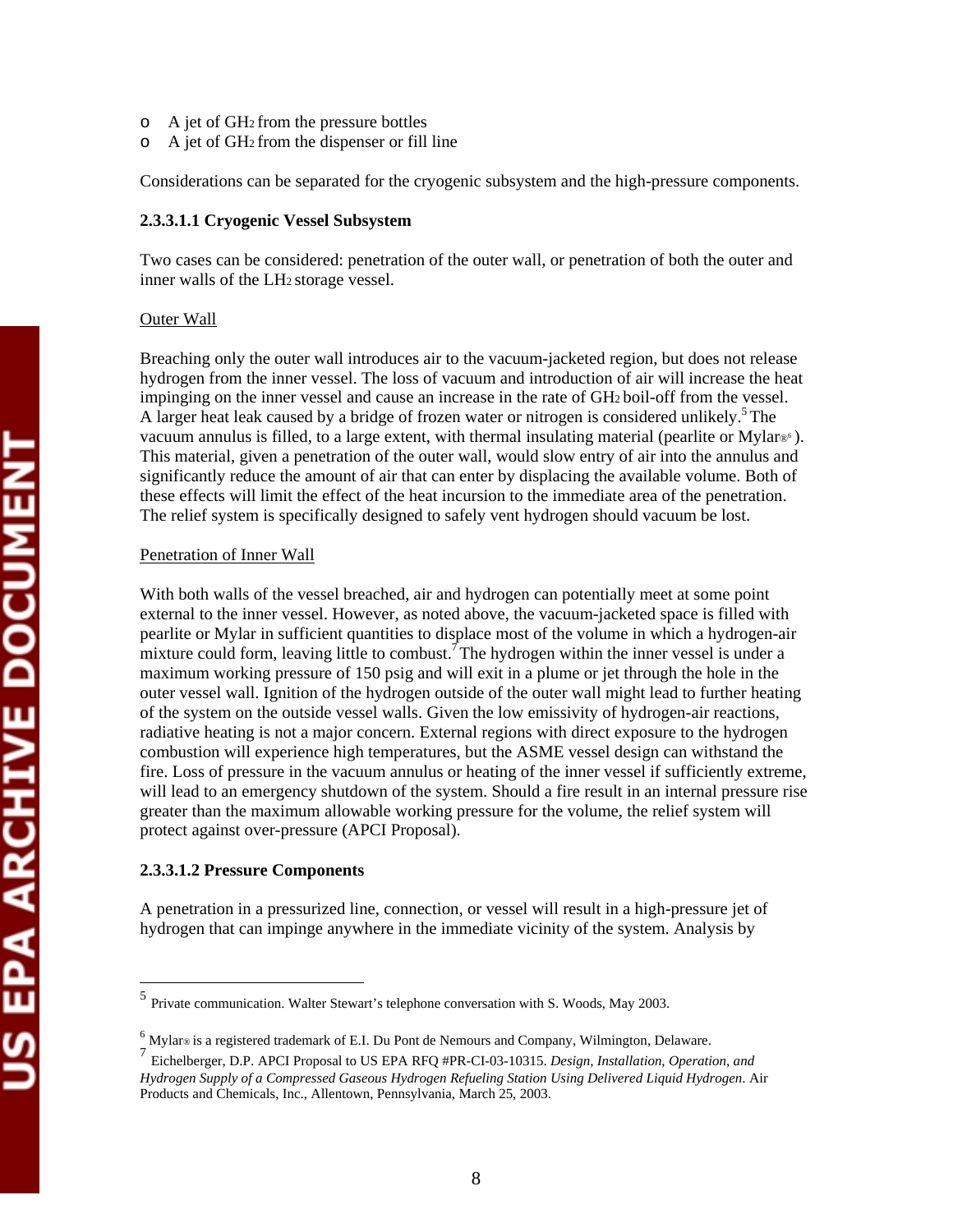- A jet of $GH_2$ from the pressure bottles
- A jet of $GH_2$ from the dispenser or fill line

Considerations can be separated for the cryogenic subsystem and the high-pressure components.

#### 2.3.3.1.1 Cryogenic Vessel Subsystem

Two cases can be considered: penetration of the outer wall, or penetration of both the outer and inner walls of the $LH_2$ storage vessel.

Outer Wall

Breaching only the outer wall introduces air to the vacuum-jacketed region, but does not release hydrogen from the inner vessel. The loss of vacuum and introduction of air will increase the heat impinging on the inner vessel and cause an increase in the rate of $GH_2$ boil-off from the vessel. A larger heat leak caused by a bridge of frozen water or nitrogen is considered unlikely.[5] The vacuum annulus is filled, to a large extent, with thermal insulating material (pearlite or Mylar®[6]). This material, given a penetration of the outer wall, would slow entry of air into the annulus and significantly reduce the amount of air that can enter by displacing the available volume. Both of these effects will limit the effect of the heat incursion to the immediate area of the penetration. The relief system is specifically designed to safely vent hydrogen should vacuum be lost.

Penetration of Inner Wall

With both walls of the vessel breached, air and hydrogen can potentially meet at some point external to the inner vessel. However, as noted above, the vacuum-jacketed space is filled with pearlite or Mylar in sufficient quantities to displace most of the volume in which a hydrogen-air mixture could form, leaving little to combust.[7] The hydrogen within the inner vessel is under a maximum working pressure of 150 psig and will exit in a plume or jet through the hole in the outer vessel wall. Ignition of the hydrogen outside of the outer wall might lead to further heating of the system on the outside vessel walls. Given the low emissivity of hydrogen-air reactions, radiative heating is not a major concern. External regions with direct exposure to the hydrogen combustion will experience high temperatures, but the ASME vessel design can withstand the fire. Loss of pressure in the vacuum annulus or heating of the inner vessel if sufficiently extreme, will lead to an emergency shutdown of the system. Should a fire result in an internal pressure rise greater than the maximum allowable working pressure for the volume, the relief system will protect against over-pressure (APCI Proposal).

#### 2.3.3.1.2 Pressure Components

A penetration in a pressurized line, connection, or vessel will result in a high-pressure jet of hydrogen that can impinge anywhere in the immediate vicinity of the system. Analysis by

---

[5] Private communication. Walter Stewart's telephone conversation with S. Woods, May 2003.

[6] Mylar® is a registered trademark of E.I. Du Pont de Nemours and Company, Wilmington, Delaware.

[7] Eichelberger, D.P. APCI Proposal to US EPA RFQ #PR-CI-03-10315. *Design, Installation, Operation, and Hydrogen Supply of a Compressed Gaseous Hydrogen Refueling Station Using Delivered Liquid Hydrogen*. Air Products and Chemicals, Inc., Allentown, Pennsylvania, March 25, 2003.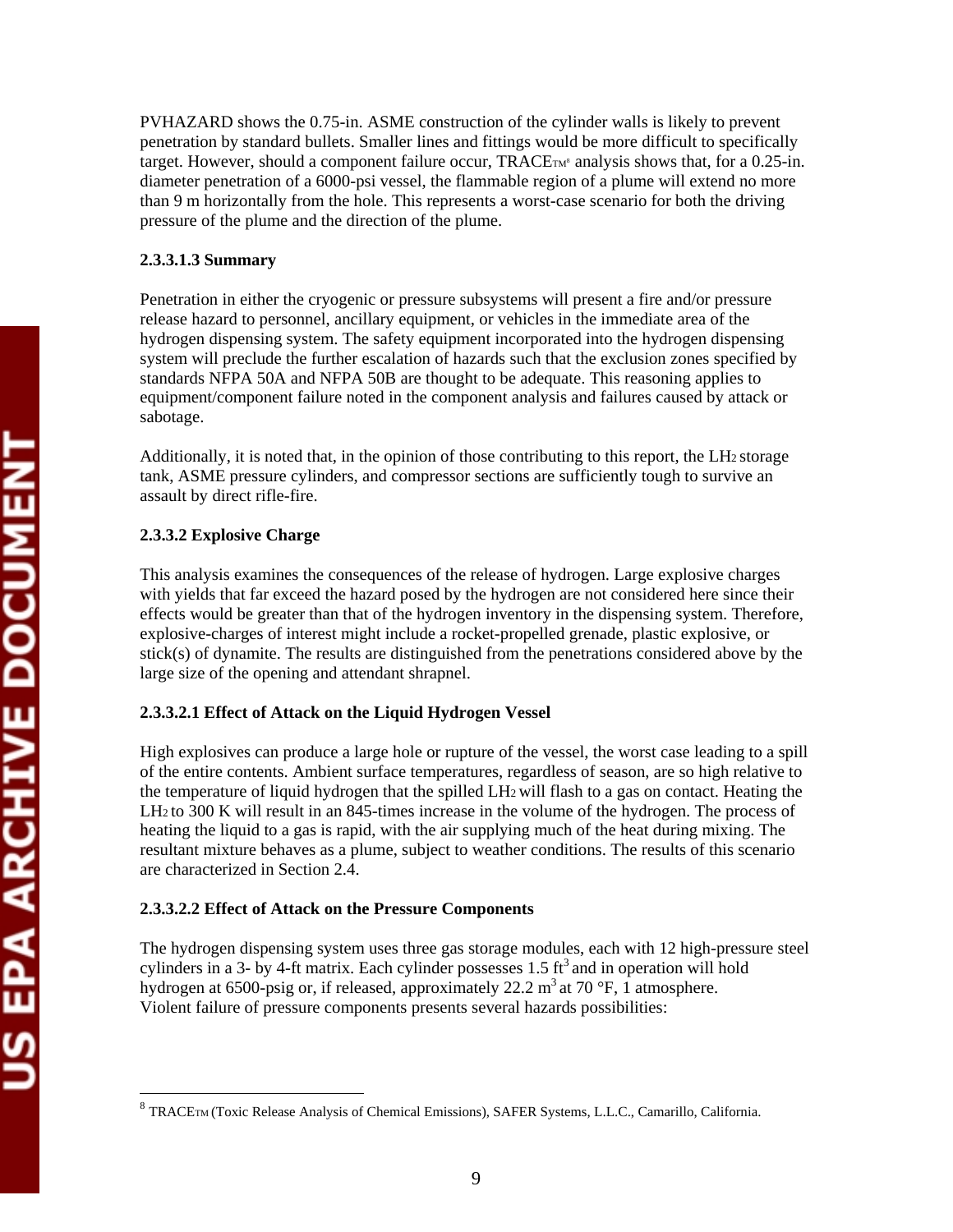PVHAZARD shows the 0.75-in. ASME construction of the cylinder walls is likely to prevent penetration by standard bullets. Smaller lines and fittings would be more difficult to specifically target. However, should a component failure occur, TRACE™[8] analysis shows that, for a 0.25-in. diameter penetration of a 6000-psi vessel, the flammable region of a plume will extend no more than 9 m horizontally from the hole. This represents a worst-case scenario for both the driving pressure of the plume and the direction of the plume.

#### 2.3.3.1.3 Summary

Penetration in either the cryogenic or pressure subsystems will present a fire and/or pressure release hazard to personnel, ancillary equipment, or vehicles in the immediate area of the hydrogen dispensing system. The safety equipment incorporated into the hydrogen dispensing system will preclude the further escalation of hazards such that the exclusion zones specified by standards NFPA 50A and NFPA 50B are thought to be adequate. This reasoning applies to equipment/component failure noted in the component analysis and failures caused by attack or sabotage.

Additionally, it is noted that, in the opinion of those contributing to this report, the $LH_2$ storage tank, ASME pressure cylinders, and compressor sections are sufficiently tough to survive an assault by direct rifle-fire.

### 2.3.3.2 Explosive Charge

This analysis examines the consequences of the release of hydrogen. Large explosive charges with yields that far exceed the hazard posed by the hydrogen are not considered here since their effects would be greater than that of the hydrogen inventory in the dispensing system. Therefore, explosive-charges of interest might include a rocket-propelled grenade, plastic explosive, or stick(s) of dynamite. The results are distinguished from the penetrations considered above by the large size of the opening and attendant shrapnel.

#### 2.3.3.2.1 Effect of Attack on the Liquid Hydrogen Vessel

High explosives can produce a large hole or rupture of the vessel, the worst case leading to a spill of the entire contents. Ambient surface temperatures, regardless of season, are so high relative to the temperature of liquid hydrogen that the spilled $LH_2$ will flash to a gas on contact. Heating the $LH_2$ to 300 K will result in an 845-times increase in the volume of the hydrogen. The process of heating the liquid to a gas is rapid, with the air supplying much of the heat during mixing. The resultant mixture behaves as a plume, subject to weather conditions. The results of this scenario are characterized in Section 2.4.

#### 2.3.3.2.2 Effect of Attack on the Pressure Components

The hydrogen dispensing system uses three gas storage modules, each with 12 high-pressure steel cylinders in a 3- by 4-ft matrix. Each cylinder possesses 1.5 $ft^3$ and in operation will hold hydrogen at 6500-psig or, if released, approximately 22.2 $m^3$ at 70 °F, 1 atmosphere. Violent failure of pressure components presents several hazards possibilities:

---

[8] TRACE™ (Toxic Release Analysis of Chemical Emissions), SAFER Systems, L.L.C., Camarillo, California.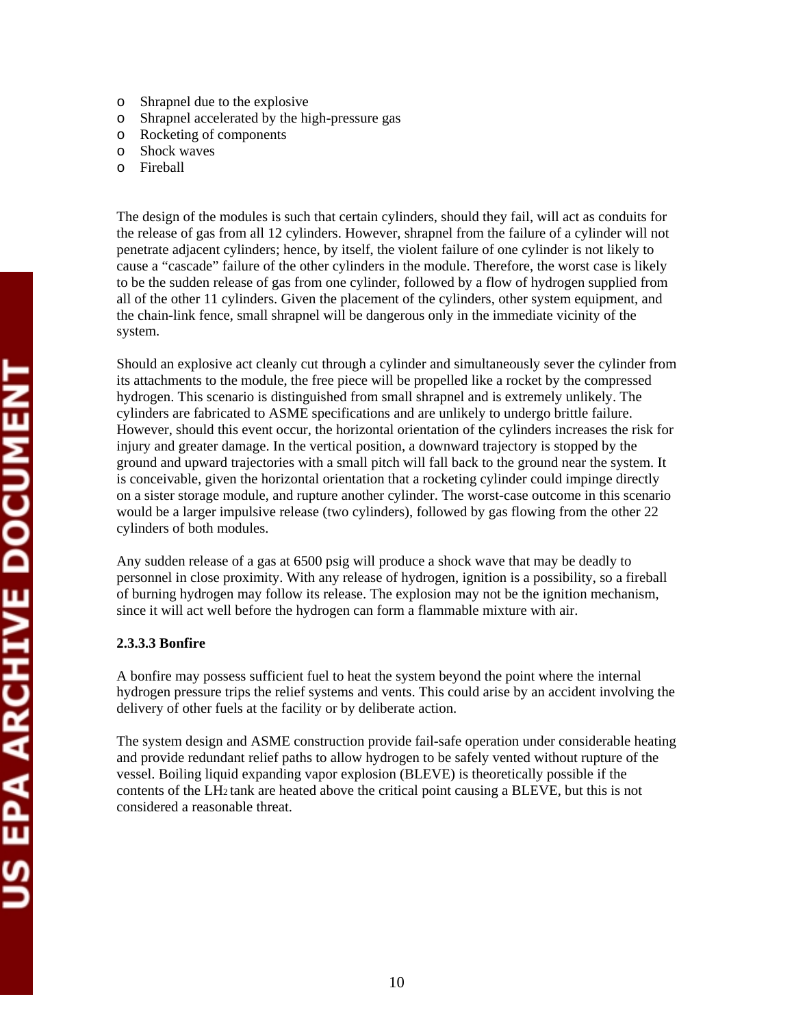- Shrapnel due to the explosive
- Shrapnel accelerated by the high-pressure gas
- Rocketing of components
- Shock waves
- Fireball

The design of the modules is such that certain cylinders, should they fail, will act as conduits for the release of gas from all 12 cylinders. However, shrapnel from the failure of a cylinder will not penetrate adjacent cylinders; hence, by itself, the violent failure of one cylinder is not likely to cause a "cascade" failure of the other cylinders in the module. Therefore, the worst case is likely to be the sudden release of gas from one cylinder, followed by a flow of hydrogen supplied from all of the other 11 cylinders. Given the placement of the cylinders, other system equipment, and the chain-link fence, small shrapnel will be dangerous only in the immediate vicinity of the system.

Should an explosive act cleanly cut through a cylinder and simultaneously sever the cylinder from its attachments to the module, the free piece will be propelled like a rocket by the compressed hydrogen. This scenario is distinguished from small shrapnel and is extremely unlikely. The cylinders are fabricated to ASME specifications and are unlikely to undergo brittle failure. However, should this event occur, the horizontal orientation of the cylinders increases the risk for injury and greater damage. In the vertical position, a downward trajectory is stopped by the ground and upward trajectories with a small pitch will fall back to the ground near the system. It is conceivable, given the horizontal orientation that a rocketing cylinder could impinge directly on a sister storage module, and rupture another cylinder. The worst-case outcome in this scenario would be a larger impulsive release (two cylinders), followed by gas flowing from the other 22 cylinders of both modules.

Any sudden release of a gas at 6500 psig will produce a shock wave that may be deadly to personnel in close proximity. With any release of hydrogen, ignition is a possibility, so a fireball of burning hydrogen may follow its release. The explosion may not be the ignition mechanism, since it will act well before the hydrogen can form a flammable mixture with air.

#### 2.3.3.3 Bonfire

A bonfire may possess sufficient fuel to heat the system beyond the point where the internal hydrogen pressure trips the relief systems and vents. This could arise by an accident involving the delivery of other fuels at the facility or by deliberate action.

The system design and ASME construction provide fail-safe operation under considerable heating and provide redundant relief paths to allow hydrogen to be safely vented without rupture of the vessel. Boiling liquid expanding vapor explosion (BLEVE) is theoretically possible if the contents of the $LH_2$ tank are heated above the critical point causing a BLEVE, but this is not considered a reasonable threat.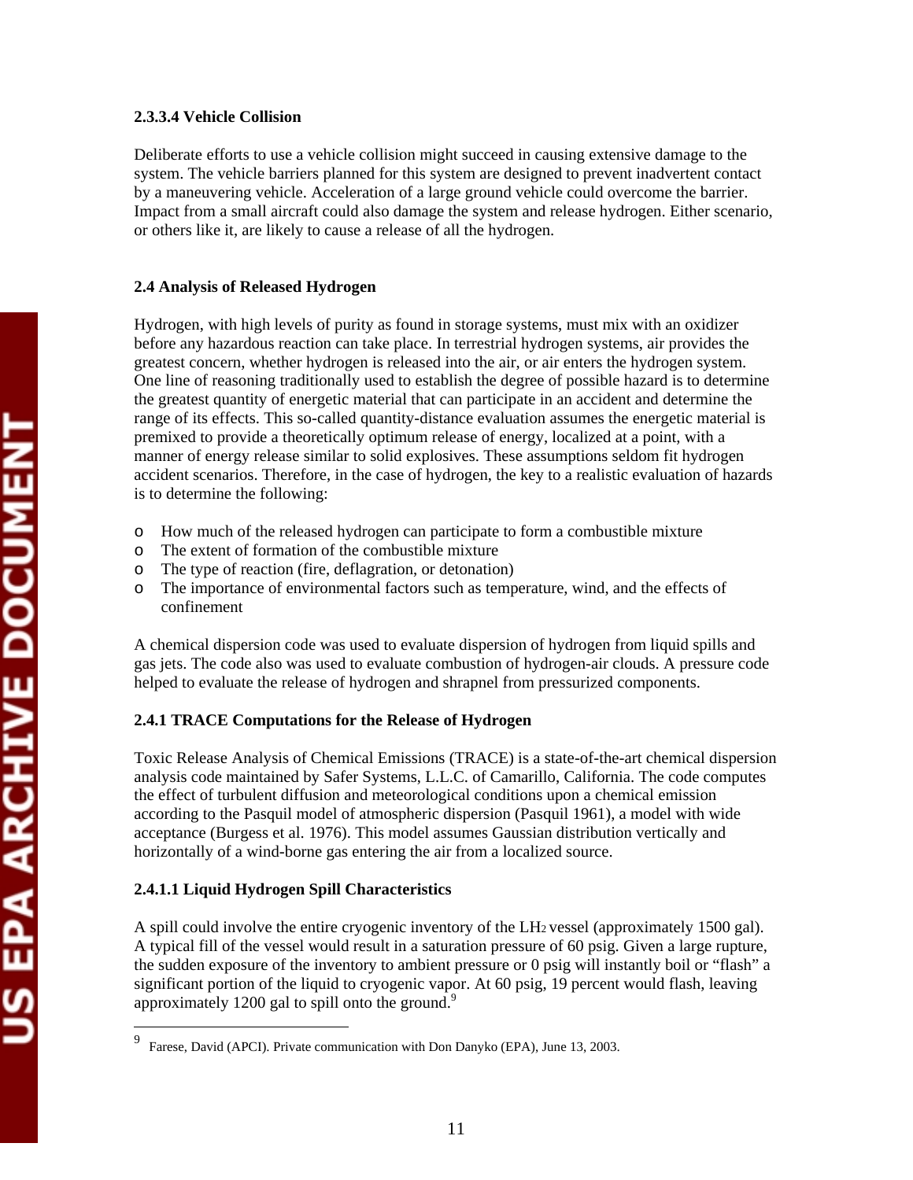#### 2.3.3.4 Vehicle Collision

Deliberate efforts to use a vehicle collision might succeed in causing extensive damage to the system. The vehicle barriers planned for this system are designed to prevent inadvertent contact by a maneuvering vehicle. Acceleration of a large ground vehicle could overcome the barrier. Impact from a small aircraft could also damage the system and release hydrogen. Either scenario, or others like it, are likely to cause a release of all the hydrogen.

## 2.4 Analysis of Released Hydrogen

Hydrogen, with high levels of purity as found in storage systems, must mix with an oxidizer before any hazardous reaction can take place. In terrestrial hydrogen systems, air provides the greatest concern, whether hydrogen is released into the air, or air enters the hydrogen system. One line of reasoning traditionally used to establish the degree of possible hazard is to determine the greatest quantity of energetic material that can participate in an accident and determine the range of its effects. This so-called quantity-distance evaluation assumes the energetic material is premixed to provide a theoretically optimum release of energy, localized at a point, with a manner of energy release similar to solid explosives. These assumptions seldom fit hydrogen accident scenarios. Therefore, in the case of hydrogen, the key to a realistic evaluation of hazards is to determine the following:

- How much of the released hydrogen can participate to form a combustible mixture
- The extent of formation of the combustible mixture
- The type of reaction (fire, deflagration, or detonation)
- The importance of environmental factors such as temperature, wind, and the effects of confinement

A chemical dispersion code was used to evaluate dispersion of hydrogen from liquid spills and gas jets. The code also was used to evaluate combustion of hydrogen-air clouds. A pressure code helped to evaluate the release of hydrogen and shrapnel from pressurized components.

### 2.4.1 TRACE Computations for the Release of Hydrogen

Toxic Release Analysis of Chemical Emissions (TRACE) is a state-of-the-art chemical dispersion analysis code maintained by Safer Systems, L.L.C. of Camarillo, California. The code computes the effect of turbulent diffusion and meteorological conditions upon a chemical emission according to the Pasquil model of atmospheric dispersion (Pasquil 1961), a model with wide acceptance (Burgess et al. 1976). This model assumes Gaussian distribution vertically and horizontally of a wind-borne gas entering the air from a localized source.

#### 2.4.1.1 Liquid Hydrogen Spill Characteristics

A spill could involve the entire cryogenic inventory of the $LH_2$ vessel (approximately 1500 gal). A typical fill of the vessel would result in a saturation pressure of 60 psig. Given a large rupture, the sudden exposure of the inventory to ambient pressure or 0 psig will instantly boil or "flash" a significant portion of the liquid to cryogenic vapor. At 60 psig, 19 percent would flash, leaving approximately 1200 gal to spill onto the ground.[9]

---

[9] Farese, David (APCI). Private communication with Don Danyko (EPA), June 13, 2003.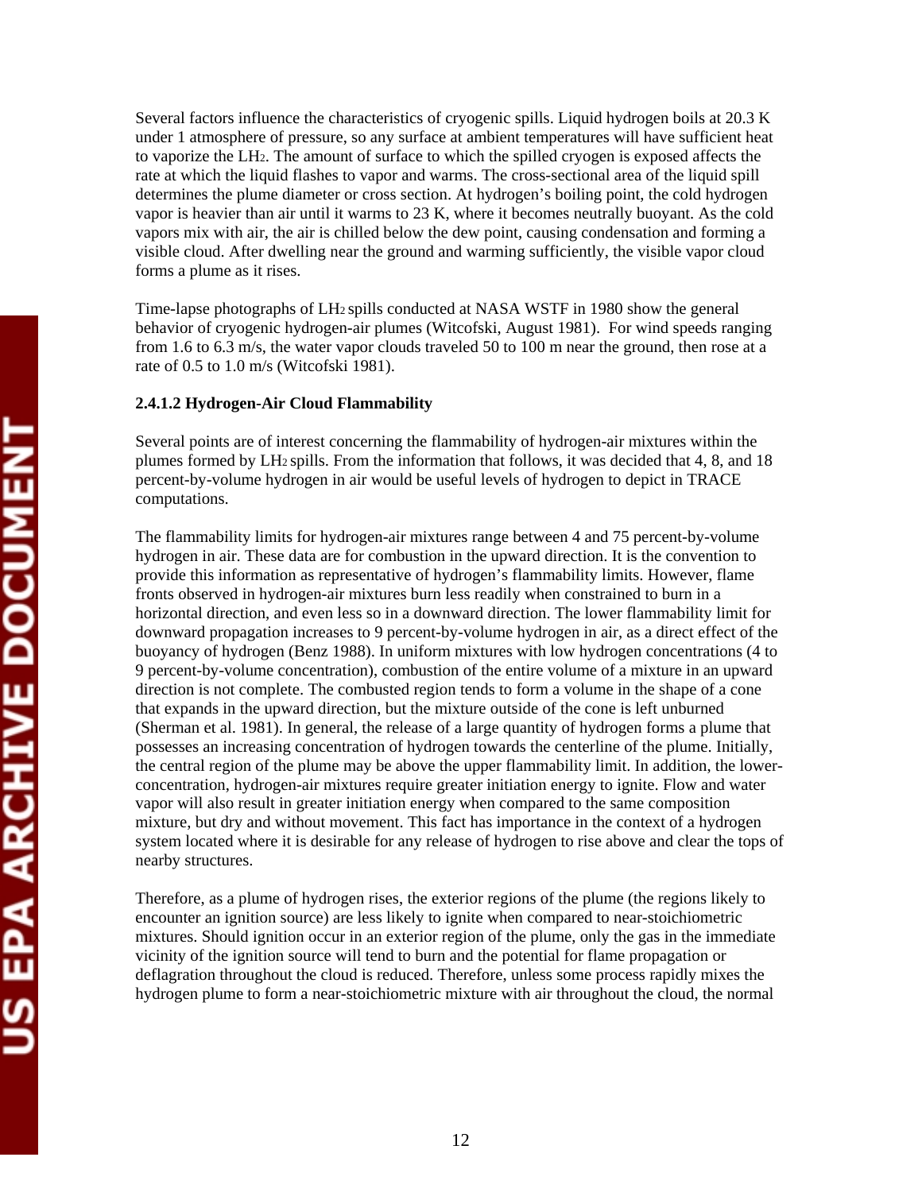Several factors influence the characteristics of cryogenic spills. Liquid hydrogen boils at 20.3 K under 1 atmosphere of pressure, so any surface at ambient temperatures will have sufficient heat to vaporize the $LH_2$. The amount of surface to which the spilled cryogen is exposed affects the rate at which the liquid flashes to vapor and warms. The cross-sectional area of the liquid spill determines the plume diameter or cross section. At hydrogen's boiling point, the cold hydrogen vapor is heavier than air until it warms to 23 K, where it becomes neutrally buoyant. As the cold vapors mix with air, the air is chilled below the dew point, causing condensation and forming a visible cloud. After dwelling near the ground and warming sufficiently, the visible vapor cloud forms a plume as it rises.

Time-lapse photographs of $LH_2$ spills conducted at NASA WSTF in 1980 show the general behavior of cryogenic hydrogen-air plumes (Witcofski, August 1981). For wind speeds ranging from 1.6 to 6.3 m/s, the water vapor clouds traveled 50 to 100 m near the ground, then rose at a rate of 0.5 to 1.0 m/s (Witcofski 1981).

**2.4.1.2 Hydrogen-Air Cloud Flammability**

Several points are of interest concerning the flammability of hydrogen-air mixtures within the plumes formed by $LH_2$ spills. From the information that follows, it was decided that 4, 8, and 18 percent-by-volume hydrogen in air would be useful levels of hydrogen to depict in TRACE computations.

The flammability limits for hydrogen-air mixtures range between 4 and 75 percent-by-volume hydrogen in air. These data are for combustion in the upward direction. It is the convention to provide this information as representative of hydrogen's flammability limits. However, flame fronts observed in hydrogen-air mixtures burn less readily when constrained to burn in a horizontal direction, and even less so in a downward direction. The lower flammability limit for downward propagation increases to 9 percent-by-volume hydrogen in air, as a direct effect of the buoyancy of hydrogen (Benz 1988). In uniform mixtures with low hydrogen concentrations (4 to 9 percent-by-volume concentration), combustion of the entire volume of a mixture in an upward direction is not complete. The combusted region tends to form a volume in the shape of a cone that expands in the upward direction, but the mixture outside of the cone is left unburned (Sherman et al. 1981). In general, the release of a large quantity of hydrogen forms a plume that possesses an increasing concentration of hydrogen towards the centerline of the plume. Initially, the central region of the plume may be above the upper flammability limit. In addition, the lower-concentration, hydrogen-air mixtures require greater initiation energy to ignite. Flow and water vapor will also result in greater initiation energy when compared to the same composition mixture, but dry and without movement. This fact has importance in the context of a hydrogen system located where it is desirable for any release of hydrogen to rise above and clear the tops of nearby structures.

Therefore, as a plume of hydrogen rises, the exterior regions of the plume (the regions likely to encounter an ignition source) are less likely to ignite when compared to near-stoichiometric mixtures. Should ignition occur in an exterior region of the plume, only the gas in the immediate vicinity of the ignition source will tend to burn and the potential for flame propagation or deflagration throughout the cloud is reduced. Therefore, unless some process rapidly mixes the hydrogen plume to form a near-stoichiometric mixture with air throughout the cloud, the normal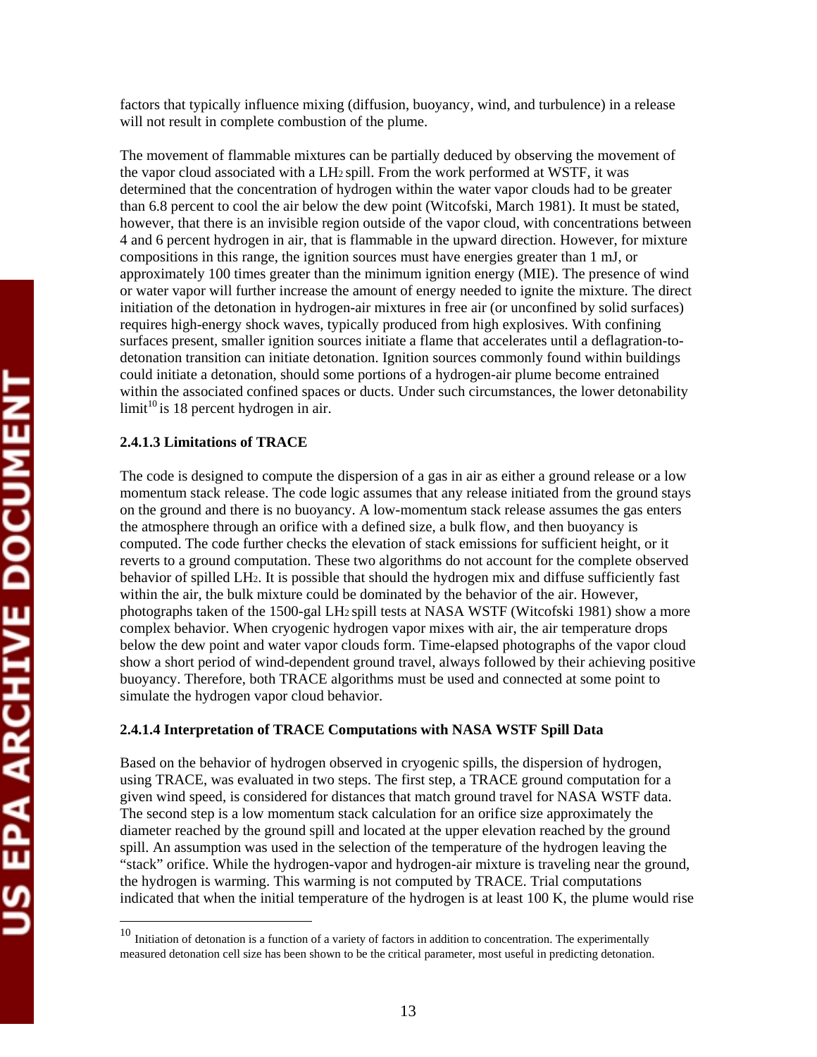factors that typically influence mixing (diffusion, buoyancy, wind, and turbulence) in a release will not result in complete combustion of the plume.

The movement of flammable mixtures can be partially deduced by observing the movement of the vapor cloud associated with a $LH_2$ spill. From the work performed at WSTF, it was determined that the concentration of hydrogen within the water vapor clouds had to be greater than 6.8 percent to cool the air below the dew point (Witcofski, March 1981). It must be stated, however, that there is an invisible region outside of the vapor cloud, with concentrations between 4 and 6 percent hydrogen in air, that is flammable in the upward direction. However, for mixture compositions in this range, the ignition sources must have energies greater than 1 mJ, or approximately 100 times greater than the minimum ignition energy (MIE). The presence of wind or water vapor will further increase the amount of energy needed to ignite the mixture. The direct initiation of the detonation in hydrogen-air mixtures in free air (or unconfined by solid surfaces) requires high-energy shock waves, typically produced from high explosives. With confining surfaces present, smaller ignition sources initiate a flame that accelerates until a deflagration-to-detonation transition can initiate detonation. Ignition sources commonly found within buildings could initiate a detonation, should some portions of a hydrogen-air plume become entrained within the associated confined spaces or ducts. Under such circumstances, the lower detonability limit[10] is 18 percent hydrogen in air.

### 2.4.1.3 Limitations of TRACE

The code is designed to compute the dispersion of a gas in air as either a ground release or a low momentum stack release. The code logic assumes that any release initiated from the ground stays on the ground and there is no buoyancy. A low-momentum stack release assumes the gas enters the atmosphere through an orifice with a defined size, a bulk flow, and then buoyancy is computed. The code further checks the elevation of stack emissions for sufficient height, or it reverts to a ground computation. These two algorithms do not account for the complete observed behavior of spilled $LH_2$. It is possible that should the hydrogen mix and diffuse sufficiently fast within the air, the bulk mixture could be dominated by the behavior of the air. However, photographs taken of the 1500-gal $LH_2$ spill tests at NASA WSTF (Witcofski 1981) show a more complex behavior. When cryogenic hydrogen vapor mixes with air, the air temperature drops below the dew point and water vapor clouds form. Time-elapsed photographs of the vapor cloud show a short period of wind-dependent ground travel, always followed by their achieving positive buoyancy. Therefore, both TRACE algorithms must be used and connected at some point to simulate the hydrogen vapor cloud behavior.

### 2.4.1.4 Interpretation of TRACE Computations with NASA WSTF Spill Data

Based on the behavior of hydrogen observed in cryogenic spills, the dispersion of hydrogen, using TRACE, was evaluated in two steps. The first step, a TRACE ground computation for a given wind speed, is considered for distances that match ground travel for NASA WSTF data. The second step is a low momentum stack calculation for an orifice size approximately the diameter reached by the ground spill and located at the upper elevation reached by the ground spill. An assumption was used in the selection of the temperature of the hydrogen leaving the "stack" orifice. While the hydrogen-vapor and hydrogen-air mixture is traveling near the ground, the hydrogen is warming. This warming is not computed by TRACE. Trial computations indicated that when the initial temperature of the hydrogen is at least 100 K, the plume would rise

---

[10] Initiation of detonation is a function of a variety of factors in addition to concentration. The experimentally measured detonation cell size has been shown to be the critical parameter, most useful in predicting detonation.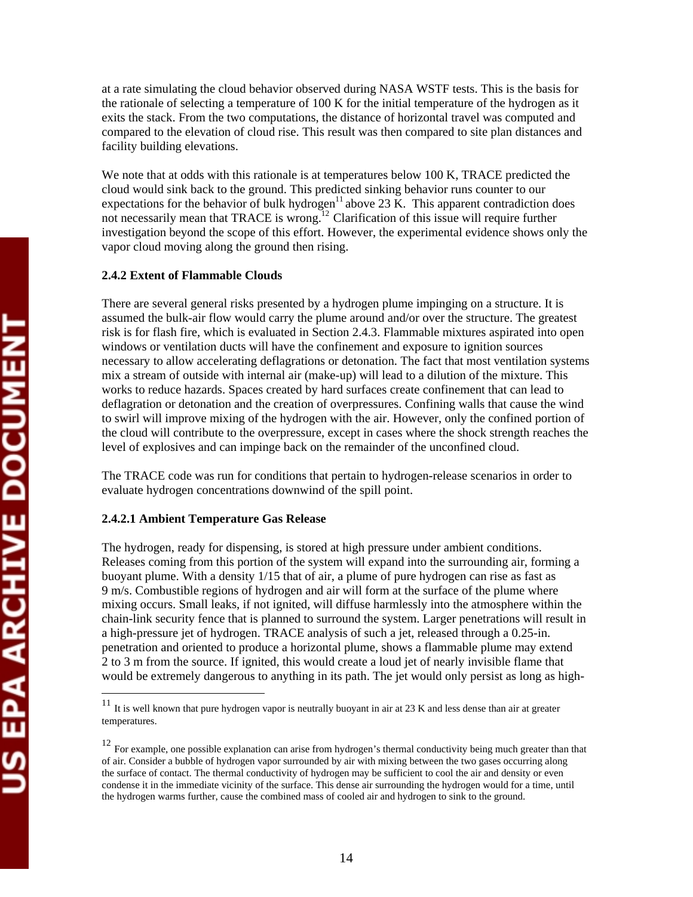at a rate simulating the cloud behavior observed during NASA WSTF tests. This is the basis for the rationale of selecting a temperature of 100 K for the initial temperature of the hydrogen as it exits the stack. From the two computations, the distance of horizontal travel was computed and compared to the elevation of cloud rise. This result was then compared to site plan distances and facility building elevations.

We note that at odds with this rationale is at temperatures below 100 K, TRACE predicted the cloud would sink back to the ground. This predicted sinking behavior runs counter to our expectations for the behavior of bulk hydrogen[11] above 23 K. This apparent contradiction does not necessarily mean that TRACE is wrong.[12] Clarification of this issue will require further investigation beyond the scope of this effort. However, the experimental evidence shows only the vapor cloud moving along the ground then rising.

**2.4.2 Extent of Flammable Clouds**

There are several general risks presented by a hydrogen plume impinging on a structure. It is assumed the bulk-air flow would carry the plume around and/or over the structure. The greatest risk is for flash fire, which is evaluated in Section 2.4.3. Flammable mixtures aspirated into open windows or ventilation ducts will have the confinement and exposure to ignition sources necessary to allow accelerating deflagrations or detonation. The fact that most ventilation systems mix a stream of outside with internal air (make-up) will lead to a dilution of the mixture. This works to reduce hazards. Spaces created by hard surfaces create confinement that can lead to deflagration or detonation and the creation of overpressures. Confining walls that cause the wind to swirl will improve mixing of the hydrogen with the air. However, only the confined portion of the cloud will contribute to the overpressure, except in cases where the shock strength reaches the level of explosives and can impinge back on the remainder of the unconfined cloud.

The TRACE code was run for conditions that pertain to hydrogen-release scenarios in order to evaluate hydrogen concentrations downwind of the spill point.

**2.4.2.1 Ambient Temperature Gas Release**

The hydrogen, ready for dispensing, is stored at high pressure under ambient conditions. Releases coming from this portion of the system will expand into the surrounding air, forming a buoyant plume. With a density 1/15 that of air, a plume of pure hydrogen can rise as fast as 9 m/s. Combustible regions of hydrogen and air will form at the surface of the plume where mixing occurs. Small leaks, if not ignited, will diffuse harmlessly into the atmosphere within the chain-link security fence that is planned to surround the system. Larger penetrations will result in a high-pressure jet of hydrogen. TRACE analysis of such a jet, released through a 0.25-in. penetration and oriented to produce a horizontal plume, shows a flammable plume may extend 2 to 3 m from the source. If ignited, this would create a loud jet of nearly invisible flame that would be extremely dangerous to anything in its path. The jet would only persist as long as high-

---

[11] It is well known that pure hydrogen vapor is neutrally buoyant in air at 23 K and less dense than air at greater temperatures.

[12] For example, one possible explanation can arise from hydrogen's thermal conductivity being much greater than that of air. Consider a bubble of hydrogen vapor surrounded by air with mixing between the two gases occurring along the surface of contact. The thermal conductivity of hydrogen may be sufficient to cool the air and density or even condense it in the immediate vicinity of the surface. This dense air surrounding the hydrogen would for a time, until the hydrogen warms further, cause the combined mass of cooled air and hydrogen to sink to the ground.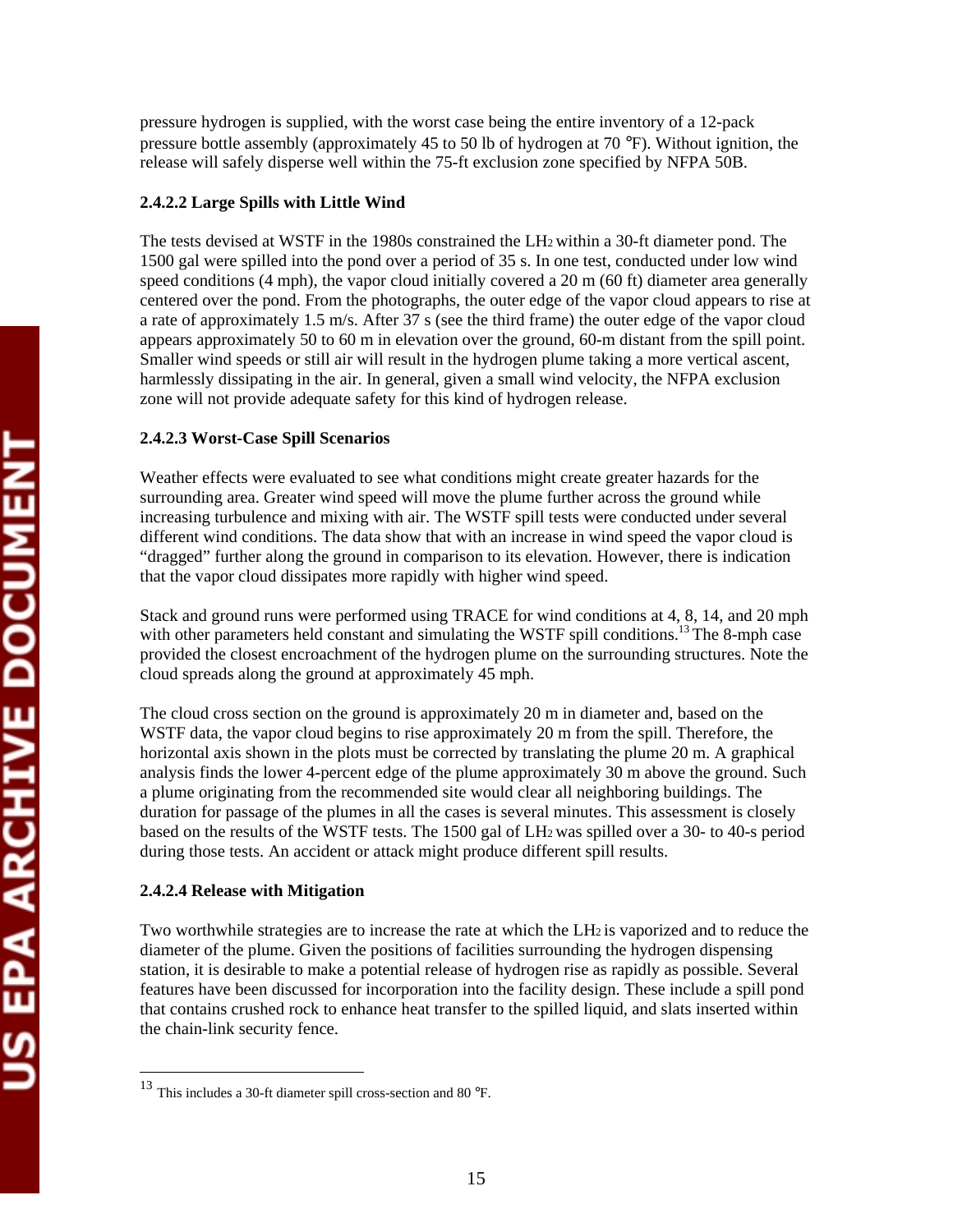pressure hydrogen is supplied, with the worst case being the entire inventory of a 12-pack pressure bottle assembly (approximately 45 to 50 lb of hydrogen at 70 °F). Without ignition, the release will safely disperse well within the 75-ft exclusion zone specified by NFPA 50B.

#### 2.4.2.2 Large Spills with Little Wind

The tests devised at WSTF in the 1980s constrained the $LH_2$ within a 30-ft diameter pond. The 1500 gal were spilled into the pond over a period of 35 s. In one test, conducted under low wind speed conditions (4 mph), the vapor cloud initially covered a 20 m (60 ft) diameter area generally centered over the pond. From the photographs, the outer edge of the vapor cloud appears to rise at a rate of approximately 1.5 m/s. After 37 s (see the third frame) the outer edge of the vapor cloud appears approximately 50 to 60 m in elevation over the ground, 60-m distant from the spill point. Smaller wind speeds or still air will result in the hydrogen plume taking a more vertical ascent, harmlessly dissipating in the air. In general, given a small wind velocity, the NFPA exclusion zone will not provide adequate safety for this kind of hydrogen release.

#### 2.4.2.3 Worst-Case Spill Scenarios

Weather effects were evaluated to see what conditions might create greater hazards for the surrounding area. Greater wind speed will move the plume further across the ground while increasing turbulence and mixing with air. The WSTF spill tests were conducted under several different wind conditions. The data show that with an increase in wind speed the vapor cloud is "dragged" further along the ground in comparison to its elevation. However, there is indication that the vapor cloud dissipates more rapidly with higher wind speed.

Stack and ground runs were performed using TRACE for wind conditions at 4, 8, 14, and 20 mph with other parameters held constant and simulating the WSTF spill conditions.[13] The 8-mph case provided the closest encroachment of the hydrogen plume on the surrounding structures. Note the cloud spreads along the ground at approximately 45 mph.

The cloud cross section on the ground is approximately 20 m in diameter and, based on the WSTF data, the vapor cloud begins to rise approximately 20 m from the spill. Therefore, the horizontal axis shown in the plots must be corrected by translating the plume 20 m. A graphical analysis finds the lower 4-percent edge of the plume approximately 30 m above the ground. Such a plume originating from the recommended site would clear all neighboring buildings. The duration for passage of the plumes in all the cases is several minutes. This assessment is closely based on the results of the WSTF tests. The 1500 gal of $LH_2$ was spilled over a 30- to 40-s period during those tests. An accident or attack might produce different spill results.

#### 2.4.2.4 Release with Mitigation

Two worthwhile strategies are to increase the rate at which the $LH_2$ is vaporized and to reduce the diameter of the plume. Given the positions of facilities surrounding the hydrogen dispensing station, it is desirable to make a potential release of hydrogen rise as rapidly as possible. Several features have been discussed for incorporation into the facility design. These include a spill pond that contains crushed rock to enhance heat transfer to the spilled liquid, and slats inserted within the chain-link security fence.

---

[13] This includes a 30-ft diameter spill cross-section and 80 °F.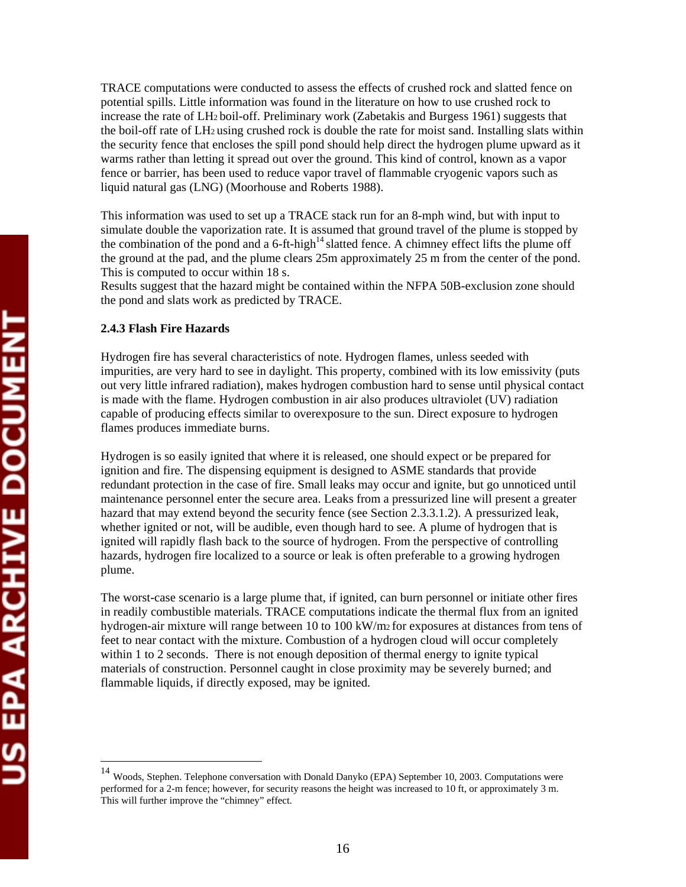TRACE computations were conducted to assess the effects of crushed rock and slatted fence on potential spills. Little information was found in the literature on how to use crushed rock to increase the rate of $LH_2$ boil-off. Preliminary work (Zabetakis and Burgess 1961) suggests that the boil-off rate of $LH_2$ using crushed rock is double the rate for moist sand. Installing slats within the security fence that encloses the spill pond should help direct the hydrogen plume upward as it warms rather than letting it spread out over the ground. This kind of control, known as a vapor fence or barrier, has been used to reduce vapor travel of flammable cryogenic vapors such as liquid natural gas (LNG) (Moorhouse and Roberts 1988).

This information was used to set up a TRACE stack run for an 8-mph wind, but with input to simulate double the vaporization rate. It is assumed that ground travel of the plume is stopped by the combination of the pond and a 6-ft-high[14] slatted fence. A chimney effect lifts the plume off the ground at the pad, and the plume clears 25m approximately 25 m from the center of the pond. This is computed to occur within 18 s.
Results suggest that the hazard might be contained within the NFPA 50B-exclusion zone should the pond and slats work as predicted by TRACE.

### 2.4.3 Flash Fire Hazards

Hydrogen fire has several characteristics of note. Hydrogen flames, unless seeded with impurities, are very hard to see in daylight. This property, combined with its low emissivity (puts out very little infrared radiation), makes hydrogen combustion hard to sense until physical contact is made with the flame. Hydrogen combustion in air also produces ultraviolet (UV) radiation capable of producing effects similar to overexposure to the sun. Direct exposure to hydrogen flames produces immediate burns.

Hydrogen is so easily ignited that where it is released, one should expect or be prepared for ignition and fire. The dispensing equipment is designed to ASME standards that provide redundant protection in the case of fire. Small leaks may occur and ignite, but go unnoticed until maintenance personnel enter the secure area. Leaks from a pressurized line will present a greater hazard that may extend beyond the security fence (see Section 2.3.3.1.2). A pressurized leak, whether ignited or not, will be audible, even though hard to see. A plume of hydrogen that is ignited will rapidly flash back to the source of hydrogen. From the perspective of controlling hazards, hydrogen fire localized to a source or leak is often preferable to a growing hydrogen plume.

The worst-case scenario is a large plume that, if ignited, can burn personnel or initiate other fires in readily combustible materials. TRACE computations indicate the thermal flux from an ignited hydrogen-air mixture will range between 10 to 100 $kW/m^2$ for exposures at distances from tens of feet to near contact with the mixture. Combustion of a hydrogen cloud will occur completely within 1 to 2 seconds. There is not enough deposition of thermal energy to ignite typical materials of construction. Personnel caught in close proximity may be severely burned; and flammable liquids, if directly exposed, may be ignited.

---

[14] Woods, Stephen. Telephone conversation with Donald Danyko (EPA) September 10, 2003. Computations were performed for a 2-m fence; however, for security reasons the height was increased to 10 ft, or approximately 3 m. This will further improve the "chimney" effect.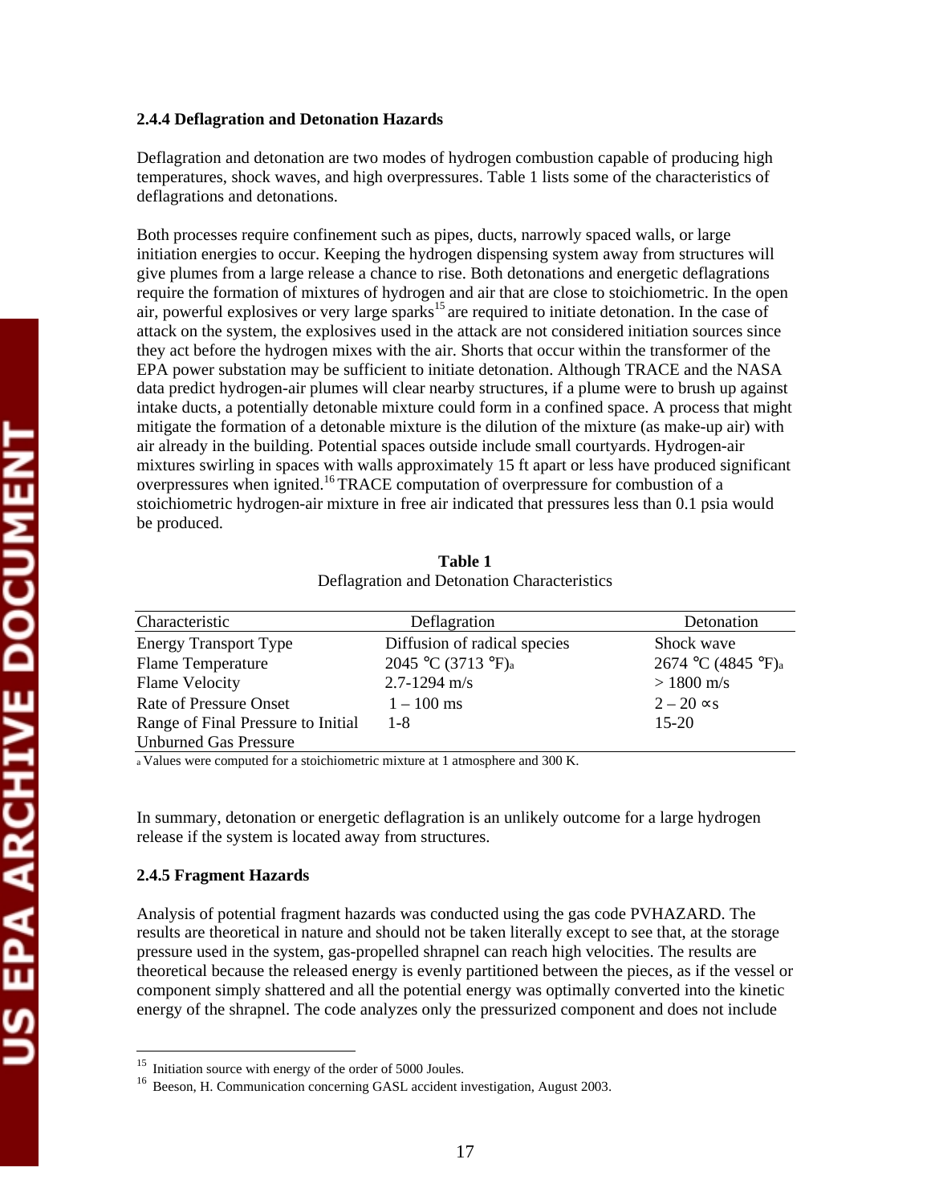### 2.4.4 Deflagration and Detonation Hazards

Deflagration and detonation are two modes of hydrogen combustion capable of producing high temperatures, shock waves, and high overpressures. Table 1 lists some of the characteristics of deflagrations and detonations.

Both processes require confinement such as pipes, ducts, narrowly spaced walls, or large initiation energies to occur. Keeping the hydrogen dispensing system away from structures will give plumes from a large release a chance to rise. Both detonations and energetic deflagrations require the formation of mixtures of hydrogen and air that are close to stoichiometric. In the open air, powerful explosives or very large sparks[15] are required to initiate detonation. In the case of attack on the system, the explosives used in the attack are not considered initiation sources since they act before the hydrogen mixes with the air. Shorts that occur within the transformer of the EPA power substation may be sufficient to initiate detonation. Although TRACE and the NASA data predict hydrogen-air plumes will clear nearby structures, if a plume were to brush up against intake ducts, a potentially detonable mixture could form in a confined space. A process that might mitigate the formation of a detonable mixture is the dilution of the mixture (as make-up air) with air already in the building. Potential spaces outside include small courtyards. Hydrogen-air mixtures swirling in spaces with walls approximately 15 ft apart or less have produced significant overpressures when ignited.[16] TRACE computation of overpressure for combustion of a stoichiometric hydrogen-air mixture in free air indicated that pressures less than 0.1 psia would be produced.

**Table 1**
Deflagration and Detonation Characteristics

| Characteristic | Deflagration | Detonation |
|---|---|---|
| Energy Transport Type | Diffusion of radical species | Shock wave |
| Flame Temperature | 2045 °C (3713 °F)[a] | 2674 °C (4845 °F)[a] |
| Flame Velocity | 2.7-1294 m/s | > 1800 m/s |
| Rate of Pressure Onset | 1 – 100 ms | 2 – 20 ∝s |
| Range of Final Pressure to Initial Unburned Gas Pressure | 1-8 | 15-20 |

[a] Values were computed for a stoichiometric mixture at 1 atmosphere and 300 K.

In summary, detonation or energetic deflagration is an unlikely outcome for a large hydrogen release if the system is located away from structures.

### 2.4.5 Fragment Hazards

Analysis of potential fragment hazards was conducted using the gas code PVHAZARD. The results are theoretical in nature and should not be taken literally except to see that, at the storage pressure used in the system, gas-propelled shrapnel can reach high velocities. The results are theoretical because the released energy is evenly partitioned between the pieces, as if the vessel or component simply shattered and all the potential energy was optimally converted into the kinetic energy of the shrapnel. The code analyzes only the pressurized component and does not include

---

[15] Initiation source with energy of the order of 5000 Joules.

[16] Beeson, H. Communication concerning GASL accident investigation, August 2003.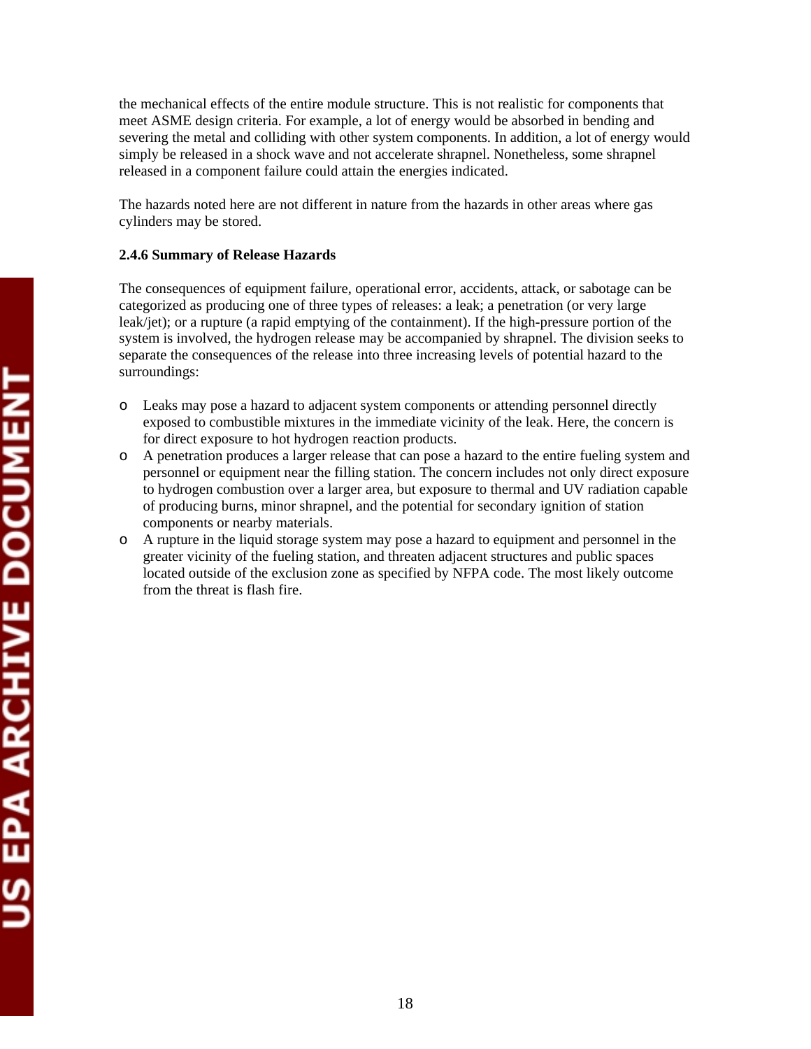the mechanical effects of the entire module structure. This is not realistic for components that meet ASME design criteria. For example, a lot of energy would be absorbed in bending and severing the metal and colliding with other system components. In addition, a lot of energy would simply be released in a shock wave and not accelerate shrapnel. Nonetheless, some shrapnel released in a component failure could attain the energies indicated.

The hazards noted here are not different in nature from the hazards in other areas where gas cylinders may be stored.

#### 2.4.6 Summary of Release Hazards

The consequences of equipment failure, operational error, accidents, attack, or sabotage can be categorized as producing one of three types of releases: a leak; a penetration (or very large leak/jet); or a rupture (a rapid emptying of the containment). If the high-pressure portion of the system is involved, the hydrogen release may be accompanied by shrapnel. The division seeks to separate the consequences of the release into three increasing levels of potential hazard to the surroundings:

- Leaks may pose a hazard to adjacent system components or attending personnel directly exposed to combustible mixtures in the immediate vicinity of the leak. Here, the concern is for direct exposure to hot hydrogen reaction products.
- A penetration produces a larger release that can pose a hazard to the entire fueling system and personnel or equipment near the filling station. The concern includes not only direct exposure to hydrogen combustion over a larger area, but exposure to thermal and UV radiation capable of producing burns, minor shrapnel, and the potential for secondary ignition of station components or nearby materials.
- A rupture in the liquid storage system may pose a hazard to equipment and personnel in the greater vicinity of the fueling station, and threaten adjacent structures and public spaces located outside of the exclusion zone as specified by NFPA code. The most likely outcome from the threat is flash fire.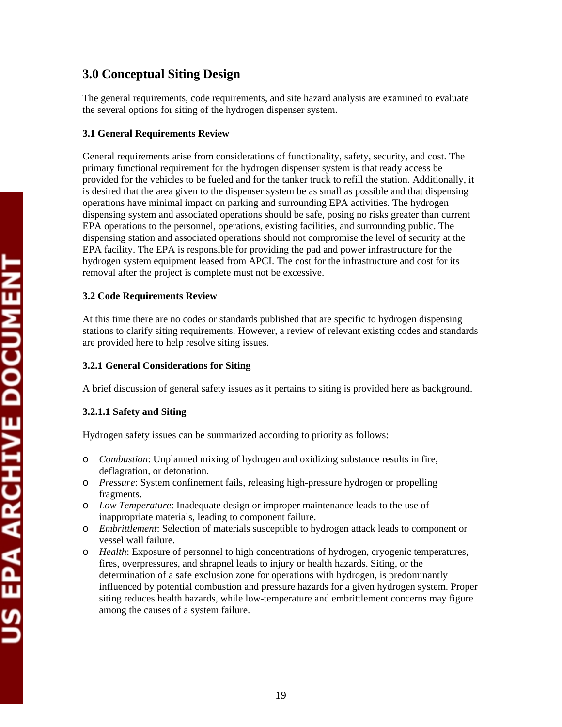# 3.0 Conceptual Siting Design

The general requirements, code requirements, and site hazard analysis are examined to evaluate the several options for siting of the hydrogen dispenser system.

### 3.1 General Requirements Review

General requirements arise from considerations of functionality, safety, security, and cost. The primary functional requirement for the hydrogen dispenser system is that ready access be provided for the vehicles to be fueled and for the tanker truck to refill the station. Additionally, it is desired that the area given to the dispenser system be as small as possible and that dispensing operations have minimal impact on parking and surrounding EPA activities. The hydrogen dispensing system and associated operations should be safe, posing no risks greater than current EPA operations to the personnel, operations, existing facilities, and surrounding public. The dispensing station and associated operations should not compromise the level of security at the EPA facility. The EPA is responsible for providing the pad and power infrastructure for the hydrogen system equipment leased from APCI. The cost for the infrastructure and cost for its removal after the project is complete must not be excessive.

### 3.2 Code Requirements Review

At this time there are no codes or standards published that are specific to hydrogen dispensing stations to clarify siting requirements. However, a review of relevant existing codes and standards are provided here to help resolve siting issues.

#### 3.2.1 General Considerations for Siting

A brief discussion of general safety issues as it pertains to siting is provided here as background.

##### 3.2.1.1 Safety and Siting

Hydrogen safety issues can be summarized according to priority as follows:

- *Combustion*: Unplanned mixing of hydrogen and oxidizing substance results in fire, deflagration, or detonation.
- *Pressure*: System confinement fails, releasing high-pressure hydrogen or propelling fragments.
- *Low Temperature*: Inadequate design or improper maintenance leads to the use of inappropriate materials, leading to component failure.
- *Embrittlement*: Selection of materials susceptible to hydrogen attack leads to component or vessel wall failure.
- *Health*: Exposure of personnel to high concentrations of hydrogen, cryogenic temperatures, fires, overpressures, and shrapnel leads to injury or health hazards. Siting, or the determination of a safe exclusion zone for operations with hydrogen, is predominantly influenced by potential combustion and pressure hazards for a given hydrogen system. Proper siting reduces health hazards, while low-temperature and embrittlement concerns may figure among the causes of a system failure.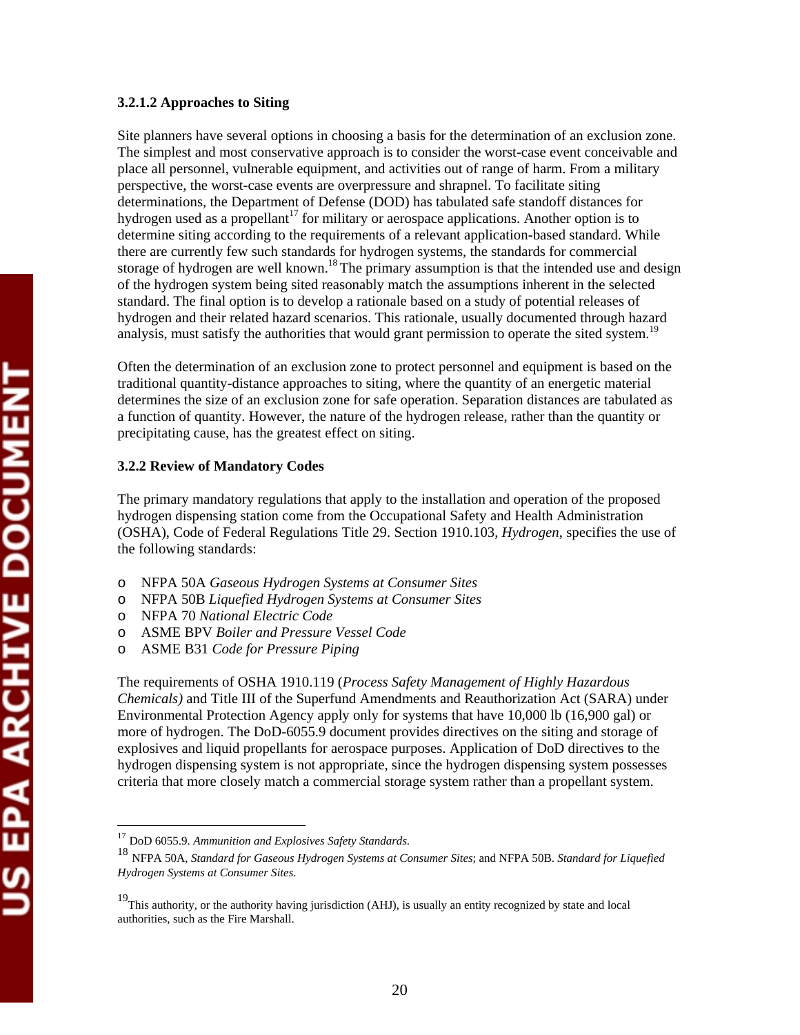#### 3.2.1.2 Approaches to Siting

Site planners have several options in choosing a basis for the determination of an exclusion zone. The simplest and most conservative approach is to consider the worst-case event conceivable and place all personnel, vulnerable equipment, and activities out of range of harm. From a military perspective, the worst-case events are overpressure and shrapnel. To facilitate siting determinations, the Department of Defense (DOD) has tabulated safe standoff distances for hydrogen used as a propellant[17] for military or aerospace applications. Another option is to determine siting according to the requirements of a relevant application-based standard. While there are currently few such standards for hydrogen systems, the standards for commercial storage of hydrogen are well known.[18] The primary assumption is that the intended use and design of the hydrogen system being sited reasonably match the assumptions inherent in the selected standard. The final option is to develop a rationale based on a study of potential releases of hydrogen and their related hazard scenarios. This rationale, usually documented through hazard analysis, must satisfy the authorities that would grant permission to operate the sited system.[19]

Often the determination of an exclusion zone to protect personnel and equipment is based on the traditional quantity-distance approaches to siting, where the quantity of an energetic material determines the size of an exclusion zone for safe operation. Separation distances are tabulated as a function of quantity. However, the nature of the hydrogen release, rather than the quantity or precipitating cause, has the greatest effect on siting.

### 3.2.2 Review of Mandatory Codes

The primary mandatory regulations that apply to the installation and operation of the proposed hydrogen dispensing station come from the Occupational Safety and Health Administration (OSHA), Code of Federal Regulations Title 29. Section 1910.103, *Hydrogen*, specifies the use of the following standards:

- NFPA 50A *Gaseous Hydrogen Systems at Consumer Sites*
- NFPA 50B *Liquefied Hydrogen Systems at Consumer Sites*
- NFPA 70 *National Electric Code*
- ASME BPV *Boiler and Pressure Vessel Code*
- ASME B31 *Code for Pressure Piping*

The requirements of OSHA 1910.119 (*Process Safety Management of Highly Hazardous Chemicals)* and Title III of the Superfund Amendments and Reauthorization Act (SARA) under Environmental Protection Agency apply only for systems that have 10,000 lb (16,900 gal) or more of hydrogen. The DoD-6055.9 document provides directives on the siting and storage of explosives and liquid propellants for aerospace purposes. Application of DoD directives to the hydrogen dispensing system is not appropriate, since the hydrogen dispensing system possesses criteria that more closely match a commercial storage system rather than a propellant system.

---

[17] DoD 6055.9. *Ammunition and Explosives Safety Standards.*

[18] NFPA 50A, *Standard for Gaseous Hydrogen Systems at Consumer Sites*; and NFPA 50B. *Standard for Liquefied Hydrogen Systems at Consumer Sites.*

[19] This authority, or the authority having jurisdiction (AHJ), is usually an entity recognized by state and local authorities, such as the Fire Marshall.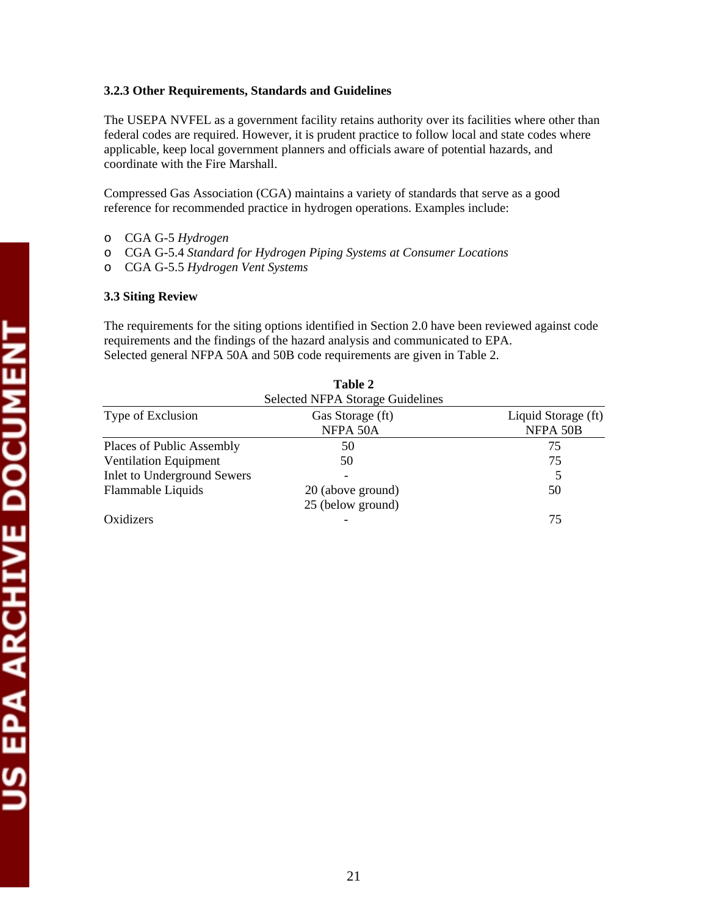### 3.2.3 Other Requirements, Standards and Guidelines

The USEPA NVFEL as a government facility retains authority over its facilities where other than federal codes are required. However, it is prudent practice to follow local and state codes where applicable, keep local government planners and officials aware of potential hazards, and coordinate with the Fire Marshall.

Compressed Gas Association (CGA) maintains a variety of standards that serve as a good reference for recommended practice in hydrogen operations. Examples include:

- CGA G-5 *Hydrogen*
- CGA G-5.4 *Standard for Hydrogen Piping Systems at Consumer Locations*
- CGA G-5.5 *Hydrogen Vent Systems*

### 3.3 Siting Review

The requirements for the siting options identified in Section 2.0 have been reviewed against code requirements and the findings of the hazard analysis and communicated to EPA. Selected general NFPA 50A and 50B code requirements are given in Table 2.

**Table 2**
Selected NFPA Storage Guidelines

| Type of Exclusion | Gas Storage (ft) NFPA 50A | Liquid Storage (ft) NFPA 50B |
|---|---|---|
| Places of Public Assembly | 50 | 75 |
| Ventilation Equipment | 50 | 75 |
| Inlet to Underground Sewers | - | 5 |
| Flammable Liquids | 20 (above ground) 25 (below ground) | 50 |
| Oxidizers | - | 75 |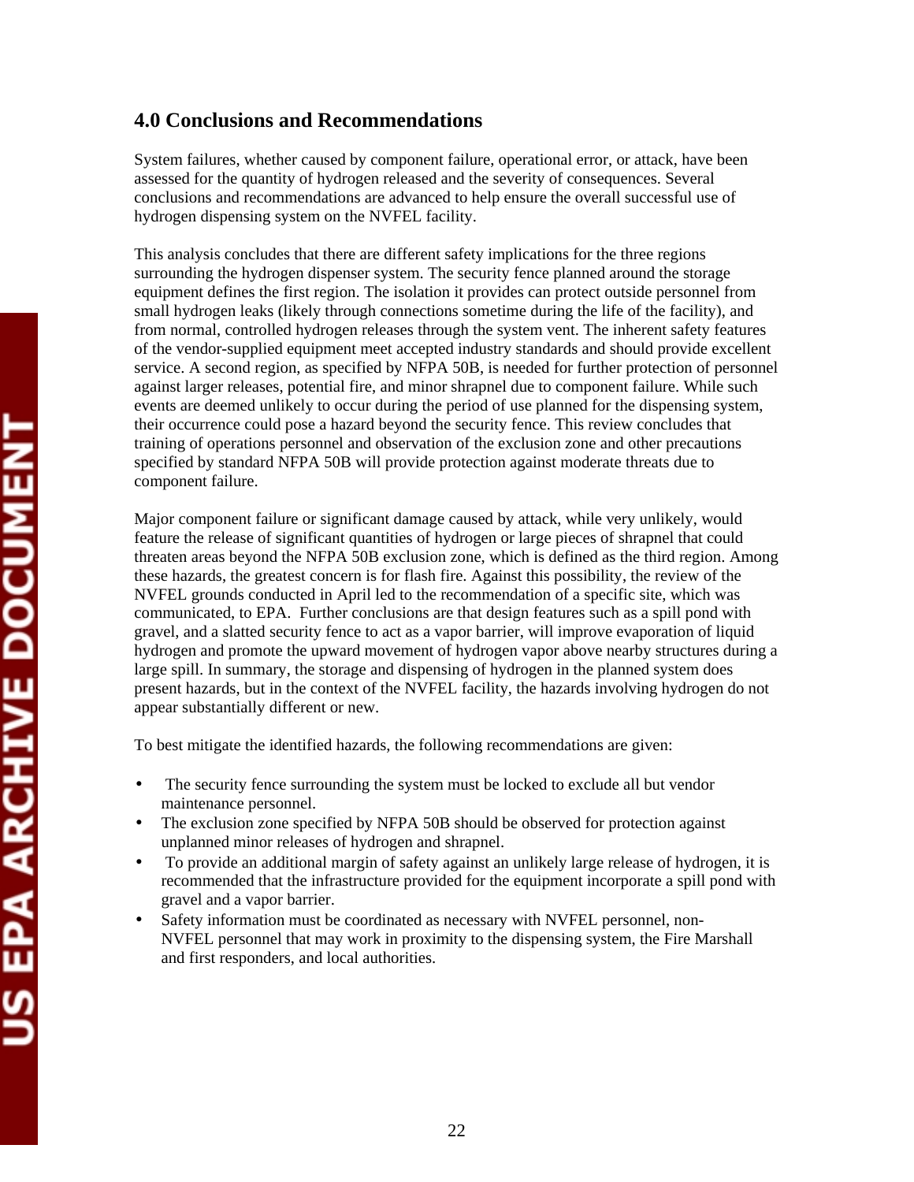## 4.0 Conclusions and Recommendations

System failures, whether caused by component failure, operational error, or attack, have been assessed for the quantity of hydrogen released and the severity of consequences. Several conclusions and recommendations are advanced to help ensure the overall successful use of hydrogen dispensing system on the NVFEL facility.

This analysis concludes that there are different safety implications for the three regions surrounding the hydrogen dispenser system. The security fence planned around the storage equipment defines the first region. The isolation it provides can protect outside personnel from small hydrogen leaks (likely through connections sometime during the life of the facility), and from normal, controlled hydrogen releases through the system vent. The inherent safety features of the vendor-supplied equipment meet accepted industry standards and should provide excellent service. A second region, as specified by NFPA 50B, is needed for further protection of personnel against larger releases, potential fire, and minor shrapnel due to component failure. While such events are deemed unlikely to occur during the period of use planned for the dispensing system, their occurrence could pose a hazard beyond the security fence. This review concludes that training of operations personnel and observation of the exclusion zone and other precautions specified by standard NFPA 50B will provide protection against moderate threats due to component failure.

Major component failure or significant damage caused by attack, while very unlikely, would feature the release of significant quantities of hydrogen or large pieces of shrapnel that could threaten areas beyond the NFPA 50B exclusion zone, which is defined as the third region. Among these hazards, the greatest concern is for flash fire. Against this possibility, the review of the NVFEL grounds conducted in April led to the recommendation of a specific site, which was communicated, to EPA. Further conclusions are that design features such as a spill pond with gravel, and a slatted security fence to act as a vapor barrier, will improve evaporation of liquid hydrogen and promote the upward movement of hydrogen vapor above nearby structures during a large spill. In summary, the storage and dispensing of hydrogen in the planned system does present hazards, but in the context of the NVFEL facility, the hazards involving hydrogen do not appear substantially different or new.

To best mitigate the identified hazards, the following recommendations are given:

- The security fence surrounding the system must be locked to exclude all but vendor maintenance personnel.
- The exclusion zone specified by NFPA 50B should be observed for protection against unplanned minor releases of hydrogen and shrapnel.
- To provide an additional margin of safety against an unlikely large release of hydrogen, it is recommended that the infrastructure provided for the equipment incorporate a spill pond with gravel and a vapor barrier.
- Safety information must be coordinated as necessary with NVFEL personnel, non-NVFEL personnel that may work in proximity to the dispensing system, the Fire Marshall and first responders, and local authorities.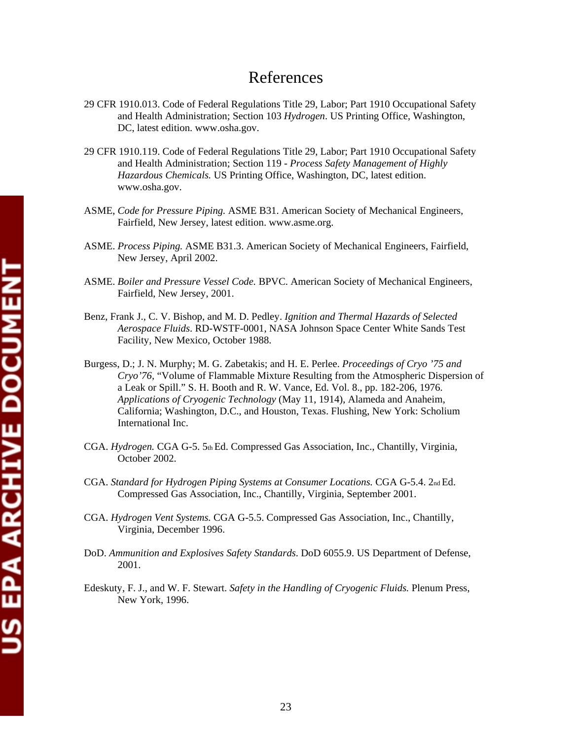# References

29 CFR 1910.013. Code of Federal Regulations Title 29, Labor; Part 1910 Occupational Safety and Health Administration; Section 103 *Hydrogen*. US Printing Office, Washington, DC, latest edition. www.osha.gov.

29 CFR 1910.119. Code of Federal Regulations Title 29, Labor; Part 1910 Occupational Safety and Health Administration; Section 119 - *Process Safety Management of Highly Hazardous Chemicals.* US Printing Office, Washington, DC, latest edition. www.osha.gov.

ASME, *Code for Pressure Piping.* ASME B31. American Society of Mechanical Engineers, Fairfield, New Jersey, latest edition. www.asme.org.

ASME. *Process Piping.* ASME B31.3. American Society of Mechanical Engineers, Fairfield, New Jersey, April 2002.

ASME. *Boiler and Pressure Vessel Code.* BPVC. American Society of Mechanical Engineers, Fairfield, New Jersey, 2001.

Benz, Frank J., C. V. Bishop, and M. D. Pedley. *Ignition and Thermal Hazards of Selected Aerospace Fluids*. RD-WSTF-0001, NASA Johnson Space Center White Sands Test Facility, New Mexico, October 1988.

Burgess, D.; J. N. Murphy; M. G. Zabetakis; and H. E. Perlee. *Proceedings of Cryo '75 and Cryo'76*, "Volume of Flammable Mixture Resulting from the Atmospheric Dispersion of a Leak or Spill." S. H. Booth and R. W. Vance, Ed. Vol. 8., pp. 182-206, 1976. *Applications of Cryogenic Technology* (May 11, 1914), Alameda and Anaheim, California; Washington, D.C., and Houston, Texas. Flushing, New York: Scholium International Inc.

CGA. *Hydrogen.* CGA G-5. 5th Ed. Compressed Gas Association, Inc., Chantilly, Virginia, October 2002.

CGA. *Standard for Hydrogen Piping Systems at Consumer Locations.* CGA G-5.4. 2nd Ed. Compressed Gas Association, Inc., Chantilly, Virginia, September 2001.

CGA. *Hydrogen Vent Systems.* CGA G-5.5. Compressed Gas Association, Inc., Chantilly, Virginia, December 1996.

DoD. *Ammunition and Explosives Safety Standards*. DoD 6055.9. US Department of Defense, 2001.

Edeskuty, F. J., and W. F. Stewart. *Safety in the Handling of Cryogenic Fluids.* Plenum Press, New York, 1996.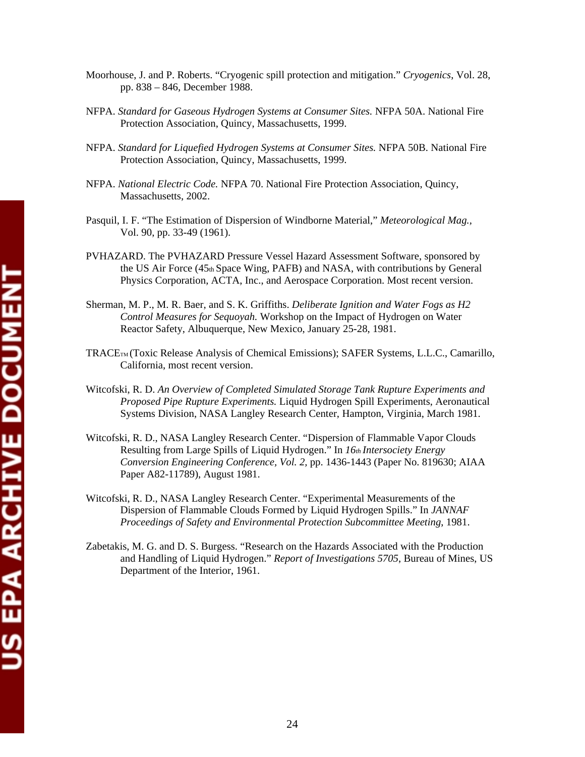Moorhouse, J. and P. Roberts. "Cryogenic spill protection and mitigation." *Cryogenics*, Vol. 28, pp. 838 – 846, December 1988.

NFPA. *Standard for Gaseous Hydrogen Systems at Consumer Sites.* NFPA 50A. National Fire Protection Association, Quincy, Massachusetts, 1999.

NFPA. *Standard for Liquefied Hydrogen Systems at Consumer Sites.* NFPA 50B. National Fire Protection Association, Quincy, Massachusetts, 1999.

NFPA. *National Electric Code.* NFPA 70. National Fire Protection Association, Quincy, Massachusetts, 2002.

Pasquil, I. F. "The Estimation of Dispersion of Windborne Material," *Meteorological Mag.*, Vol. 90, pp. 33-49 (1961).

PVHAZARD. The PVHAZARD Pressure Vessel Hazard Assessment Software, sponsored by the US Air Force (45th Space Wing, PAFB) and NASA, with contributions by General Physics Corporation, ACTA, Inc., and Aerospace Corporation. Most recent version.

Sherman, M. P., M. R. Baer, and S. K. Griffiths. *Deliberate Ignition and Water Fogs as H2 Control Measures for Sequoyah.* Workshop on the Impact of Hydrogen on Water Reactor Safety, Albuquerque, New Mexico, January 25-28, 1981.

TRACE™ (Toxic Release Analysis of Chemical Emissions); SAFER Systems, L.L.C., Camarillo, California, most recent version.

Witcofski, R. D. *An Overview of Completed Simulated Storage Tank Rupture Experiments and Proposed Pipe Rupture Experiments.* Liquid Hydrogen Spill Experiments, Aeronautical Systems Division, NASA Langley Research Center, Hampton, Virginia, March 1981.

Witcofski, R. D., NASA Langley Research Center. "Dispersion of Flammable Vapor Clouds Resulting from Large Spills of Liquid Hydrogen." In *16th Intersociety Energy Conversion Engineering Conference, Vol. 2*, pp. 1436-1443 (Paper No. 819630; AIAA Paper A82-11789), August 1981.

Witcofski, R. D., NASA Langley Research Center. "Experimental Measurements of the Dispersion of Flammable Clouds Formed by Liquid Hydrogen Spills." In *JANNAF Proceedings of Safety and Environmental Protection Subcommittee Meeting*, 1981.

Zabetakis, M. G. and D. S. Burgess. "Research on the Hazards Associated with the Production and Handling of Liquid Hydrogen." *Report of Investigations 5705*, Bureau of Mines, US Department of the Interior, 1961.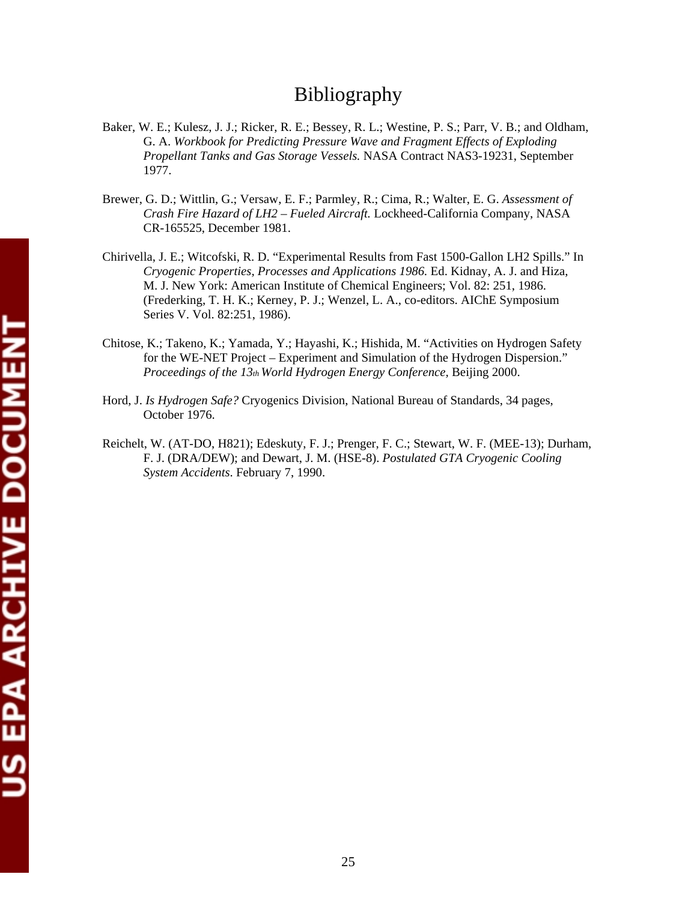# Bibliography

Baker, W. E.; Kulesz, J. J.; Ricker, R. E.; Bessey, R. L.; Westine, P. S.; Parr, V. B.; and Oldham, G. A. *Workbook for Predicting Pressure Wave and Fragment Effects of Exploding Propellant Tanks and Gas Storage Vessels.* NASA Contract NAS3-19231, September 1977.

Brewer, G. D.; Wittlin, G.; Versaw, E. F.; Parmley, R.; Cima, R.; Walter, E. G. *Assessment of Crash Fire Hazard of LH2 – Fueled Aircraft.* Lockheed-California Company, NASA CR-165525, December 1981.

Chirivella, J. E.; Witcofski, R. D. "Experimental Results from Fast 1500-Gallon LH2 Spills." In *Cryogenic Properties, Processes and Applications 1986.* Ed. Kidnay, A. J. and Hiza, M. J. New York: American Institute of Chemical Engineers; Vol. 82: 251, 1986. (Frederking, T. H. K.; Kerney, P. J.; Wenzel, L. A., co-editors. AIChE Symposium Series V. Vol. 82:251, 1986).

Chitose, K.; Takeno, K.; Yamada, Y.; Hayashi, K.; Hishida, M. "Activities on Hydrogen Safety for the WE-NET Project – Experiment and Simulation of the Hydrogen Dispersion." *Proceedings of the 13th World Hydrogen Energy Conference*, Beijing 2000.

Hord, J. *Is Hydrogen Safe?* Cryogenics Division, National Bureau of Standards, 34 pages, October 1976.

Reichelt, W. (AT-DO, H821); Edeskuty, F. J.; Prenger, F. C.; Stewart, W. F. (MEE-13); Durham, F. J. (DRA/DEW); and Dewart, J. M. (HSE-8). *Postulated GTA Cryogenic Cooling System Accidents*. February 7, 1990.